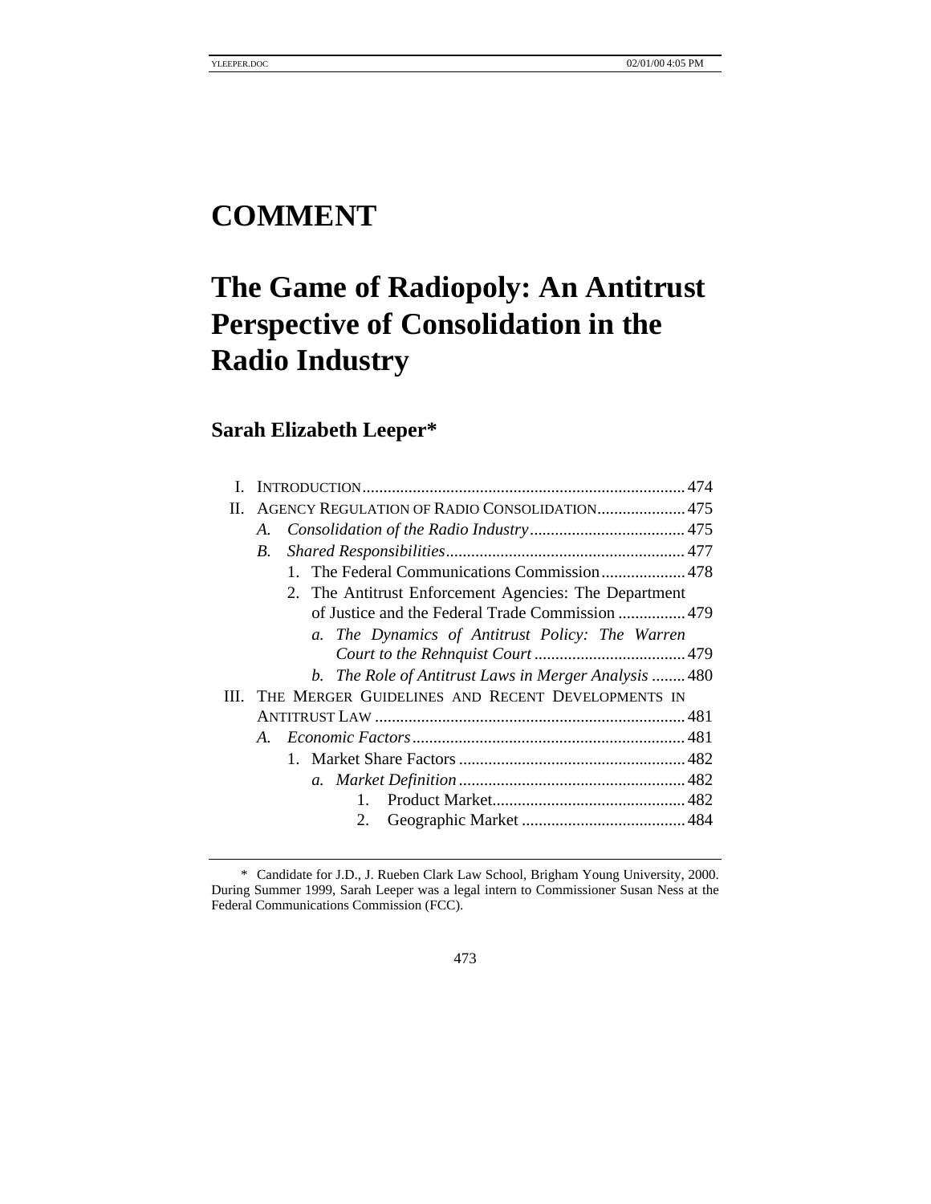# COMMENT

# The Game of Radiopoly: An Antitrust Perspective of Consolidation in the Radio Industry

## Sarah Elizabeth Leeper*

- I. INTRODUCTION ........ 474
- II. AGENCY REGULATION OF RADIO CONSOLIDATION ........ 475
  - A. *Consolidation of the Radio Industry* ........ 475
  - B. *Shared Responsibilities* ........ 477
    1. The Federal Communications Commission ........ 478
    2. The Antitrust Enforcement Agencies: The Department of Justice and the Federal Trade Commission ........ 479
       - a. *The Dynamics of Antitrust Policy: The Warren Court to the Rehnquist Court* ........ 479
       - b. *The Role of Antitrust Laws in Merger Analysis* ........ 480
- III. THE MERGER GUIDELINES AND RECENT DEVELOPMENTS IN ANTITRUST LAW ........ 481
  - A. *Economic Factors* ........ 481
    1. Market Share Factors ........ 482
       - a. *Market Definition* ........ 482
         1. Product Market ........ 482
         2. Geographic Market ........ 484

\* Candidate for J.D., J. Rueben Clark Law School, Brigham Young University, 2000. During Summer 1999, Sarah Leeper was a legal intern to Commissioner Susan Ness at the Federal Communications Commission (FCC).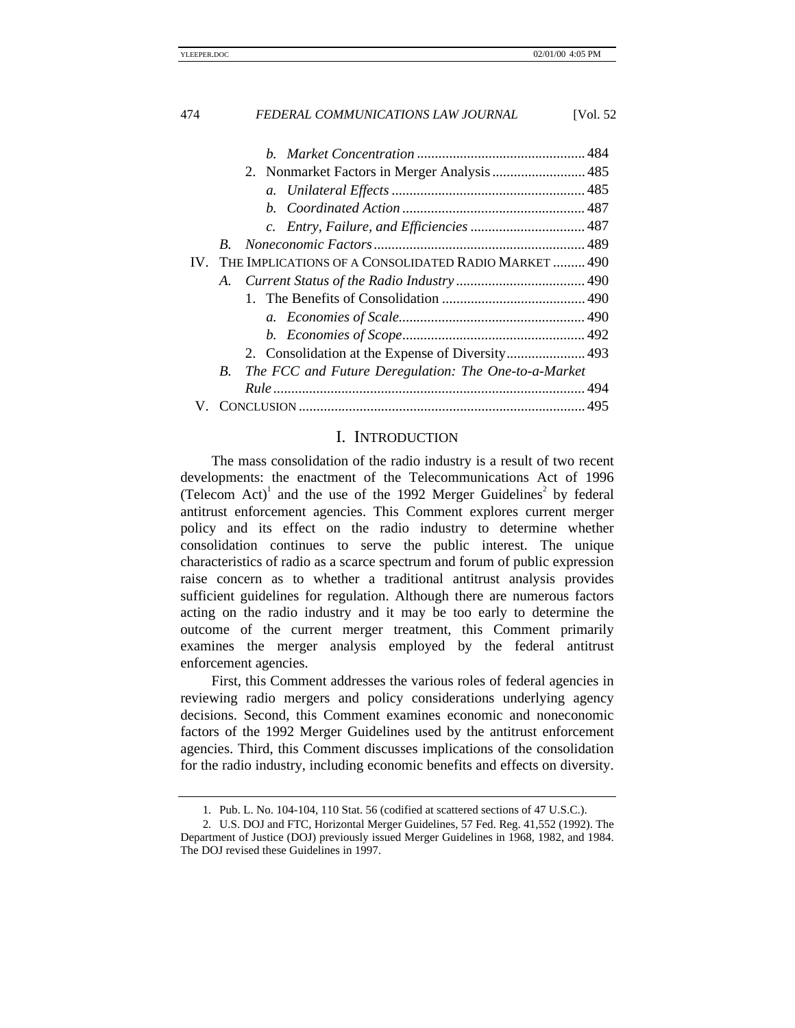b. *Market Concentration* ............................................... 484

2. Nonmarket Factors in Merger Analysis .......................... 485

a. *Unilateral Effects* ...................................................... 485

b. *Coordinated Action* ................................................... 487

c. *Entry, Failure, and Efficiencies* ................................ 487

B. *Noneconomic Factors* ........................................................... 489

IV. THE IMPLICATIONS OF A CONSOLIDATED RADIO MARKET ......... 490

A. *Current Status of the Radio Industry* .................................... 490

1. The Benefits of Consolidation ........................................ 490

a. *Economies of Scale*.................................................... 490

b. *Economies of Scope*................................................... 492

2. Consolidation at the Expense of Diversity...................... 493

B. *The FCC and Future Deregulation: The One-to-a-Market Rule* ....................................................................................... 494

V. CONCLUSION ................................................................................ 495

## I. INTRODUCTION

The mass consolidation of the radio industry is a result of two recent developments: the enactment of the Telecommunications Act of 1996 (Telecom Act)[1] and the use of the 1992 Merger Guidelines[2] by federal antitrust enforcement agencies. This Comment explores current merger policy and its effect on the radio industry to determine whether consolidation continues to serve the public interest. The unique characteristics of radio as a scarce spectrum and forum of public expression raise concern as to whether a traditional antitrust analysis provides sufficient guidelines for regulation. Although there are numerous factors acting on the radio industry and it may be too early to determine the outcome of the current merger treatment, this Comment primarily examines the merger analysis employed by the federal antitrust enforcement agencies.

First, this Comment addresses the various roles of federal agencies in reviewing radio mergers and policy considerations underlying agency decisions. Second, this Comment examines economic and noneconomic factors of the 1992 Merger Guidelines used by the antitrust enforcement agencies. Third, this Comment discusses implications of the consolidation for the radio industry, including economic benefits and effects on diversity.

---

1. Pub. L. No. 104-104, 110 Stat. 56 (codified at scattered sections of 47 U.S.C.).

2. U.S. DOJ and FTC, Horizontal Merger Guidelines, 57 Fed. Reg. 41,552 (1992). The Department of Justice (DOJ) previously issued Merger Guidelines in 1968, 1982, and 1984. The DOJ revised these Guidelines in 1997.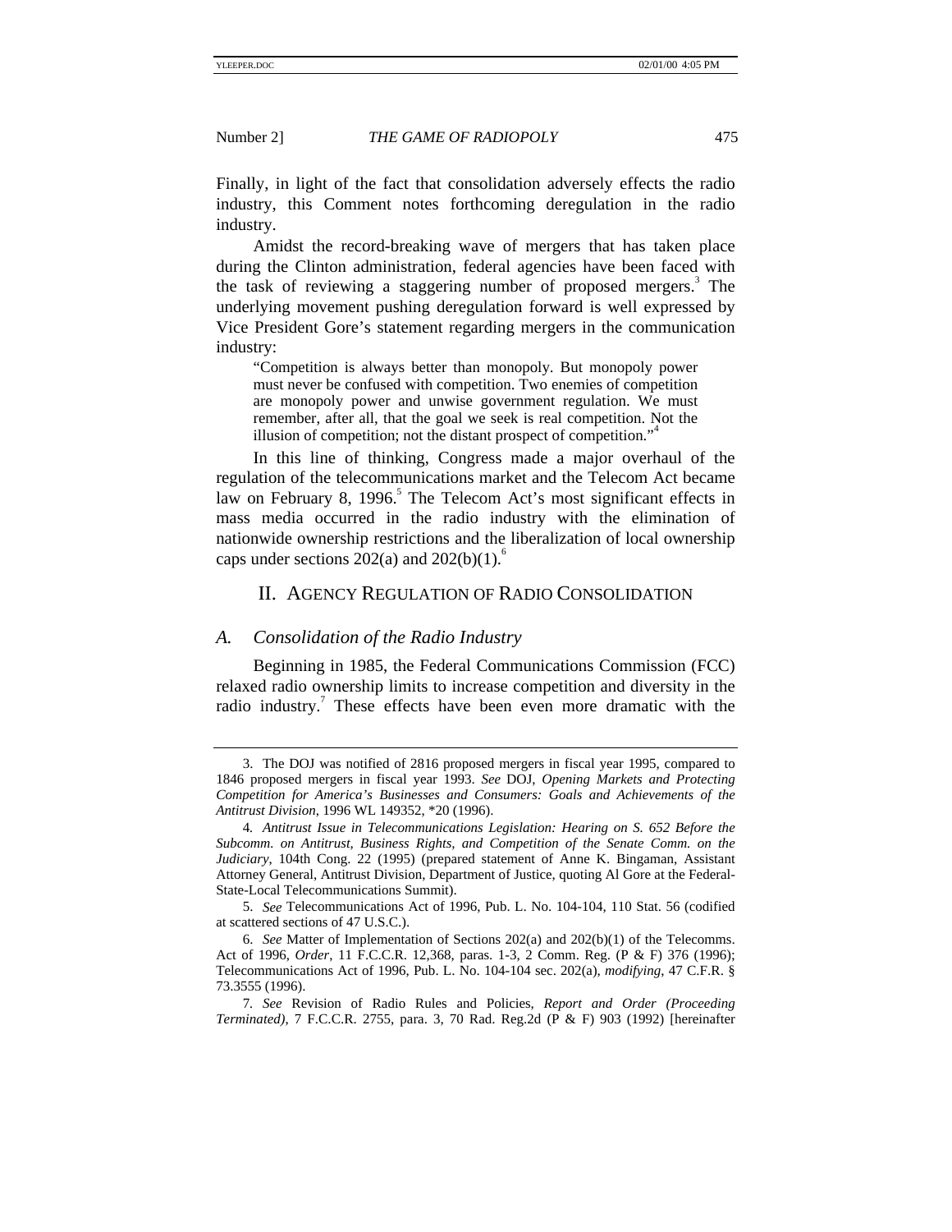Finally, in light of the fact that consolidation adversely effects the radio industry, this Comment notes forthcoming deregulation in the radio industry.

Amidst the record-breaking wave of mergers that has taken place during the Clinton administration, federal agencies have been faced with the task of reviewing a staggering number of proposed mergers.[3] The underlying movement pushing deregulation forward is well expressed by Vice President Gore's statement regarding mergers in the communication industry:

> "Competition is always better than monopoly. But monopoly power must never be confused with competition. Two enemies of competition are monopoly power and unwise government regulation. We must remember, after all, that the goal we seek is real competition. Not the illusion of competition; not the distant prospect of competition."[4]

In this line of thinking, Congress made a major overhaul of the regulation of the telecommunications market and the Telecom Act became law on February 8, 1996.[5] The Telecom Act's most significant effects in mass media occurred in the radio industry with the elimination of nationwide ownership restrictions and the liberalization of local ownership caps under sections 202(a) and 202(b)(1).[6]

## II. AGENCY REGULATION OF RADIO CONSOLIDATION

### *A. Consolidation of the Radio Industry*

Beginning in 1985, the Federal Communications Commission (FCC) relaxed radio ownership limits to increase competition and diversity in the radio industry.[7] These effects have been even more dramatic with the

---

3. The DOJ was notified of 2816 proposed mergers in fiscal year 1995, compared to 1846 proposed mergers in fiscal year 1993. *See* DOJ, *Opening Markets and Protecting Competition for America's Businesses and Consumers: Goals and Achievements of the Antitrust Division*, 1996 WL 149352, *20 (1996).

4. *Antitrust Issue in Telecommunications Legislation: Hearing on S. 652 Before the Subcomm. on Antitrust, Business Rights, and Competition of the Senate Comm. on the Judiciary*, 104th Cong. 22 (1995) (prepared statement of Anne K. Bingaman, Assistant Attorney General, Antitrust Division, Department of Justice, quoting Al Gore at the Federal-State-Local Telecommunications Summit).

5. *See* Telecommunications Act of 1996, Pub. L. No. 104-104, 110 Stat. 56 (codified at scattered sections of 47 U.S.C.).

6. *See* Matter of Implementation of Sections 202(a) and 202(b)(1) of the Telecomms. Act of 1996, *Order*, 11 F.C.C.R. 12,368, paras. 1-3, 2 Comm. Reg. (P & F) 376 (1996); Telecommunications Act of 1996, Pub. L. No. 104-104 sec. 202(a), *modifying*, 47 C.F.R. § 73.3555 (1996).

7. *See* Revision of Radio Rules and Policies, *Report and Order (Proceeding Terminated)*, 7 F.C.C.R. 2755, para. 3, 70 Rad. Reg.2d (P & F) 903 (1992) [hereinafter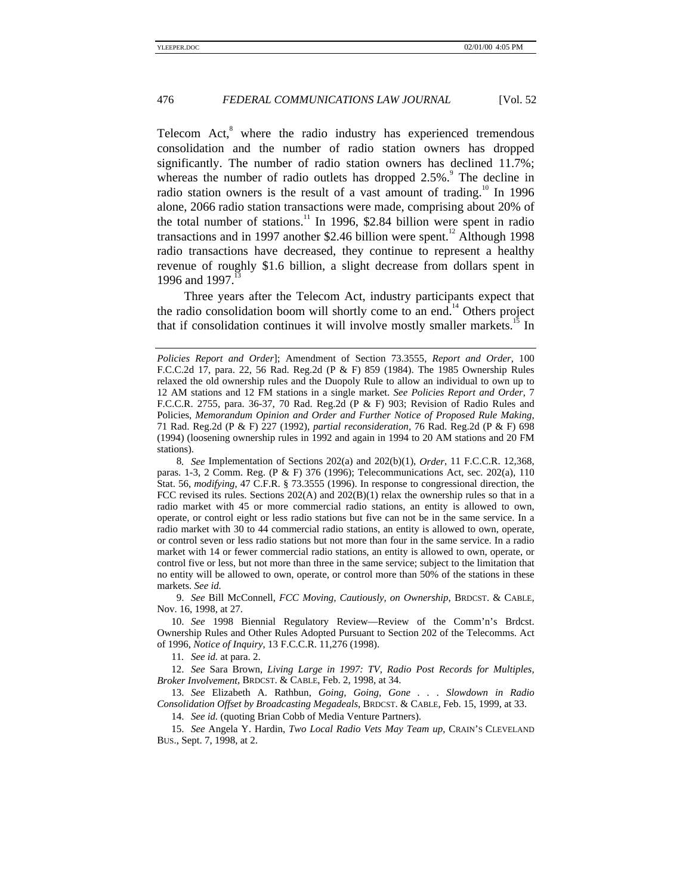Telecom Act,[8] where the radio industry has experienced tremendous consolidation and the number of radio station owners has dropped significantly. The number of radio station owners has declined 11.7%; whereas the number of radio outlets has dropped 2.5%.[9] The decline in radio station owners is the result of a vast amount of trading.[10] In 1996 alone, 2066 radio station transactions were made, comprising about 20% of the total number of stations.[11] In 1996, $2.84 billion were spent in radio transactions and in 1997 another $2.46 billion were spent.[12] Although 1998 radio transactions have decreased, they continue to represent a healthy revenue of roughly $1.6 billion, a slight decrease from dollars spent in 1996 and 1997.[13]

Three years after the Telecom Act, industry participants expect that the radio consolidation boom will shortly come to an end.[14] Others project that if consolidation continues it will involve mostly smaller markets.[15] In

---

*Policies Report and Order*]; Amendment of Section 73.3555, *Report and Order*, 100 F.C.C.2d 17, para. 22, 56 Rad. Reg.2d (P & F) 859 (1984). The 1985 Ownership Rules relaxed the old ownership rules and the Duopoly Rule to allow an individual to own up to 12 AM stations and 12 FM stations in a single market. *See Policies Report and Order*, 7 F.C.C.R. 2755, para. 36-37, 70 Rad. Reg.2d (P & F) 903; Revision of Radio Rules and Policies, *Memorandum Opinion and Order and Further Notice of Proposed Rule Making*, 71 Rad. Reg.2d (P & F) 227 (1992), *partial reconsideration*, 76 Rad. Reg.2d (P & F) 698 (1994) (loosening ownership rules in 1992 and again in 1994 to 20 AM stations and 20 FM stations).

8. *See* Implementation of Sections 202(a) and 202(b)(1), *Order*, 11 F.C.C.R. 12,368, paras. 1-3, 2 Comm. Reg. (P & F) 376 (1996); Telecommunications Act, sec. 202(a), 110 Stat. 56, *modifying*, 47 C.F.R. § 73.3555 (1996). In response to congressional direction, the FCC revised its rules. Sections 202(A) and 202(B)(1) relax the ownership rules so that in a radio market with 45 or more commercial radio stations, an entity is allowed to own, operate, or control eight or less radio stations but five can not be in the same service. In a radio market with 30 to 44 commercial radio stations, an entity is allowed to own, operate, or control seven or less radio stations but not more than four in the same service. In a radio market with 14 or fewer commercial radio stations, an entity is allowed to own, operate, or control five or less, but not more than three in the same service; subject to the limitation that no entity will be allowed to own, operate, or control more than 50% of the stations in these markets. *See id.*

9. *See* Bill McConnell, *FCC Moving, Cautiously, on Ownership*, BRDCST. & CABLE, Nov. 16, 1998, at 27.

10. *See* 1998 Biennial Regulatory Review—Review of the Comm'n's Brdcst. Ownership Rules and Other Rules Adopted Pursuant to Section 202 of the Telecomms. Act of 1996, *Notice of Inquiry*, 13 F.C.C.R. 11,276 (1998).

11. *See id.* at para. 2.

12. *See* Sara Brown, *Living Large in 1997: TV, Radio Post Records for Multiples, Broker Involvement*, BRDCST. & CABLE, Feb. 2, 1998, at 34.

13. *See* Elizabeth A. Rathbun, *Going, Going, Gone . . . Slowdown in Radio Consolidation Offset by Broadcasting Megadeals*, BRDCST. & CABLE, Feb. 15, 1999, at 33.

14. *See id.* (quoting Brian Cobb of Media Venture Partners).

15. *See* Angela Y. Hardin, *Two Local Radio Vets May Team up*, CRAIN'S CLEVELAND BUS., Sept. 7, 1998, at 2.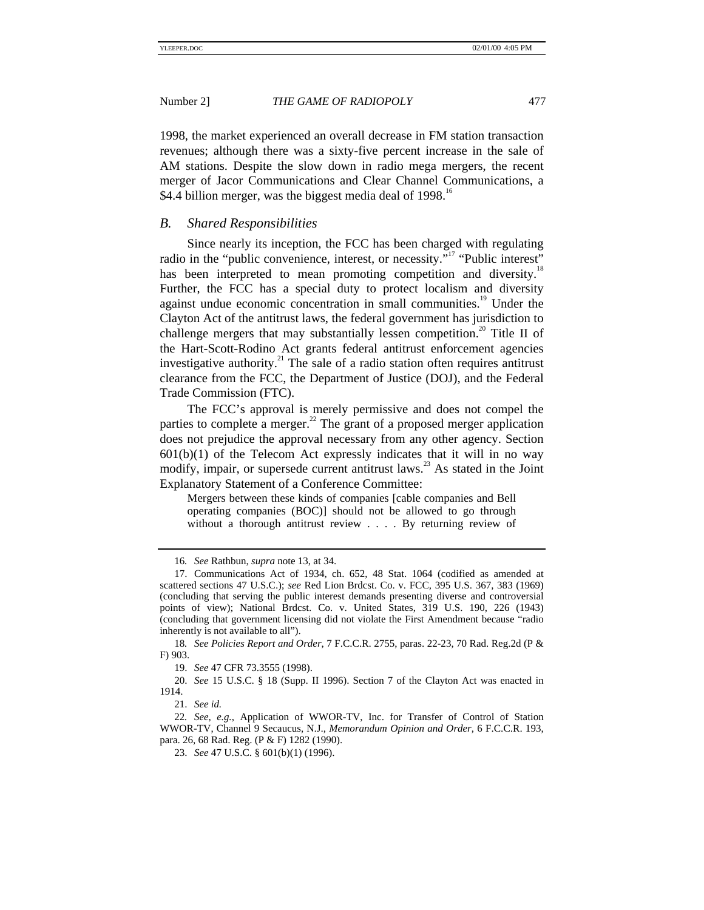1998, the market experienced an overall decrease in FM station transaction revenues; although there was a sixty-five percent increase in the sale of AM stations. Despite the slow down in radio mega mergers, the recent merger of Jacor Communications and Clear Channel Communications, a $4.4 billion merger, was the biggest media deal of 1998.[16]

## *B. Shared Responsibilities*

Since nearly its inception, the FCC has been charged with regulating radio in the "public convenience, interest, or necessity."[17] "Public interest" has been interpreted to mean promoting competition and diversity.[18] Further, the FCC has a special duty to protect localism and diversity against undue economic concentration in small communities.[19] Under the Clayton Act of the antitrust laws, the federal government has jurisdiction to challenge mergers that may substantially lessen competition.[20] Title II of the Hart-Scott-Rodino Act grants federal antitrust enforcement agencies investigative authority.[21] The sale of a radio station often requires antitrust clearance from the FCC, the Department of Justice (DOJ), and the Federal Trade Commission (FTC).

The FCC's approval is merely permissive and does not compel the parties to complete a merger.[22] The grant of a proposed merger application does not prejudice the approval necessary from any other agency. Section 601(b)(1) of the Telecom Act expressly indicates that it will in no way modify, impair, or supersede current antitrust laws.[23] As stated in the Joint Explanatory Statement of a Conference Committee:

> Mergers between these kinds of companies [cable companies and Bell operating companies (BOC)] should not be allowed to go through without a thorough antitrust review . . . . By returning review of

---

16. *See* Rathbun, *supra* note 13, at 34.

17. Communications Act of 1934, ch. 652, 48 Stat. 1064 (codified as amended at scattered sections 47 U.S.C.); *see* Red Lion Brdcst. Co. v. FCC, 395 U.S. 367, 383 (1969) (concluding that serving the public interest demands presenting diverse and controversial points of view); National Brdcst. Co. v. United States, 319 U.S. 190, 226 (1943) (concluding that government licensing did not violate the First Amendment because "radio inherently is not available to all").

18. *See Policies Report and Order*, 7 F.C.C.R. 2755, paras. 22-23, 70 Rad. Reg.2d (P & F) 903.

19. *See* 47 CFR 73.3555 (1998).

20. *See* 15 U.S.C. § 18 (Supp. II 1996). Section 7 of the Clayton Act was enacted in 1914.

21. *See id.*

22. *See, e.g.*, Application of WWOR-TV, Inc. for Transfer of Control of Station WWOR-TV, Channel 9 Secaucus, N.J., *Memorandum Opinion and Order*, 6 F.C.C.R. 193, para. 26, 68 Rad. Reg. (P & F) 1282 (1990).

23. *See* 47 U.S.C. § 601(b)(1) (1996).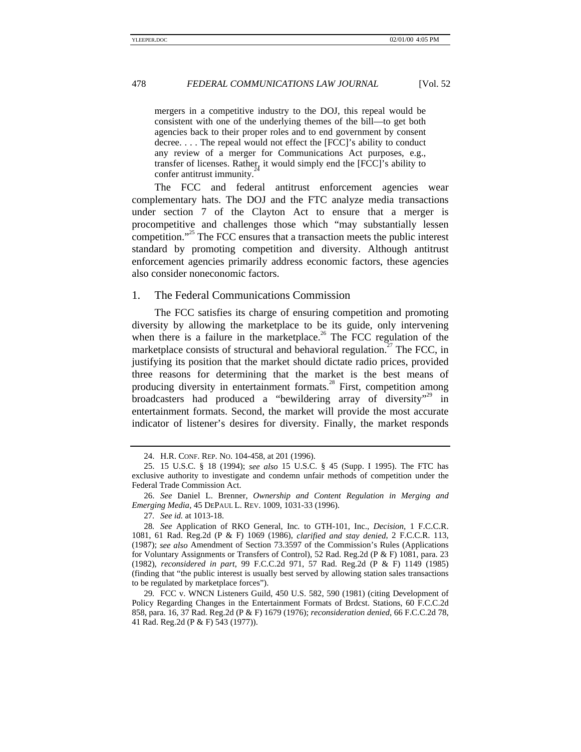mergers in a competitive industry to the DOJ, this repeal would be consistent with one of the underlying themes of the bill—to get both agencies back to their proper roles and to end government by consent decree. . . . The repeal would not effect the [FCC]'s ability to conduct any review of a merger for Communications Act purposes, e.g., transfer of licenses. Rather, it would simply end the [FCC]'s ability to confer antitrust immunity.[24]

The FCC and federal antitrust enforcement agencies wear complementary hats. The DOJ and the FTC analyze media transactions under section 7 of the Clayton Act to ensure that a merger is procompetitive and challenges those which "may substantially lessen competition."[25] The FCC ensures that a transaction meets the public interest standard by promoting competition and diversity. Although antitrust enforcement agencies primarily address economic factors, these agencies also consider noneconomic factors.

### 1. The Federal Communications Commission

The FCC satisfies its charge of ensuring competition and promoting diversity by allowing the marketplace to be its guide, only intervening when there is a failure in the marketplace.[26] The FCC regulation of the marketplace consists of structural and behavioral regulation.[27] The FCC, in justifying its position that the market should dictate radio prices, provided three reasons for determining that the market is the best means of producing diversity in entertainment formats.[28] First, competition among broadcasters had produced a "bewildering array of diversity"[29] in entertainment formats. Second, the market will provide the most accurate indicator of listener's desires for diversity. Finally, the market responds

---

24. H.R. CONF. REP. NO. 104-458, at 201 (1996).

25. 15 U.S.C. § 18 (1994); *see also* 15 U.S.C. § 45 (Supp. I 1995). The FTC has exclusive authority to investigate and condemn unfair methods of competition under the Federal Trade Commission Act.

26. *See* Daniel L. Brenner, *Ownership and Content Regulation in Merging and Emerging Media*, 45 DEPAUL L. REV. 1009, 1031-33 (1996).

27. *See id.* at 1013-18.

28. *See* Application of RKO General, Inc. to GTH-101, Inc., *Decision*, 1 F.C.C.R. 1081, 61 Rad. Reg.2d (P & F) 1069 (1986), *clarified and stay denied*, 2 F.C.C.R. 113, (1987); *see also* Amendment of Section 73.3597 of the Commission's Rules (Applications for Voluntary Assignments or Transfers of Control), 52 Rad. Reg.2d (P & F) 1081, para. 23 (1982), *reconsidered in part*, 99 F.C.C.2d 971, 57 Rad. Reg.2d (P & F) 1149 (1985) (finding that "the public interest is usually best served by allowing station sales transactions to be regulated by marketplace forces").

29. FCC v. WNCN Listeners Guild, 450 U.S. 582, 590 (1981) (citing Development of Policy Regarding Changes in the Entertainment Formats of Brdcst. Stations, 60 F.C.C.2d 858, para. 16, 37 Rad. Reg.2d (P & F) 1679 (1976); *reconsideration denied*, 66 F.C.C.2d 78, 41 Rad. Reg.2d (P & F) 543 (1977)).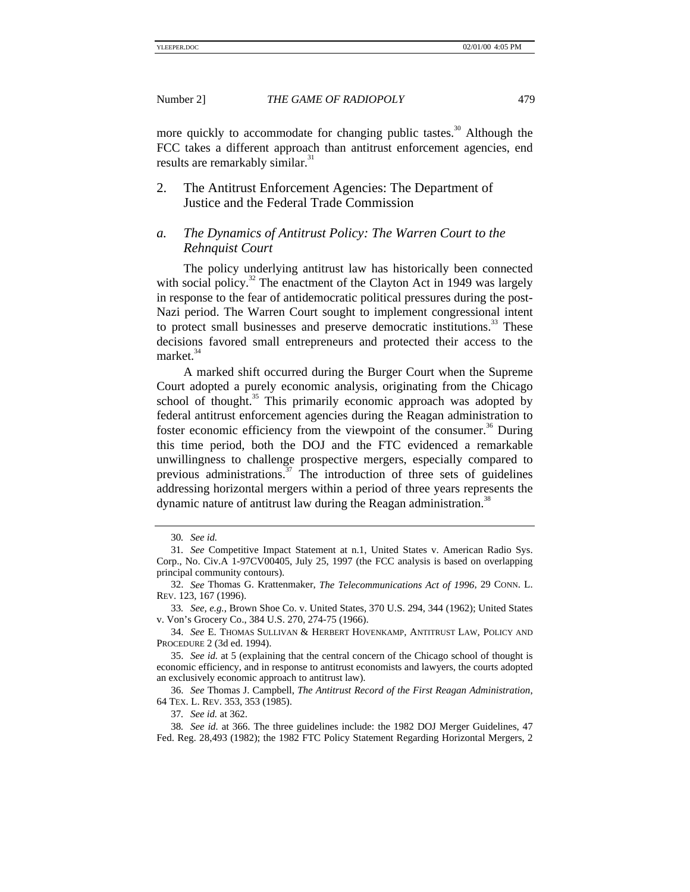more quickly to accommodate for changing public tastes.[30] Although the FCC takes a different approach than antitrust enforcement agencies, end results are remarkably similar.[31]

### 2. The Antitrust Enforcement Agencies: The Department of Justice and the Federal Trade Commission

#### *a. The Dynamics of Antitrust Policy: The Warren Court to the Rehnquist Court*

The policy underlying antitrust law has historically been connected with social policy.[32] The enactment of the Clayton Act in 1949 was largely in response to the fear of antidemocratic political pressures during the post-Nazi period. The Warren Court sought to implement congressional intent to protect small businesses and preserve democratic institutions.[33] These decisions favored small entrepreneurs and protected their access to the market.[34]

A marked shift occurred during the Burger Court when the Supreme Court adopted a purely economic analysis, originating from the Chicago school of thought.[35] This primarily economic approach was adopted by federal antitrust enforcement agencies during the Reagan administration to foster economic efficiency from the viewpoint of the consumer.[36] During this time period, both the DOJ and the FTC evidenced a remarkable unwillingness to challenge prospective mergers, especially compared to previous administrations.[37] The introduction of three sets of guidelines addressing horizontal mergers within a period of three years represents the dynamic nature of antitrust law during the Reagan administration.[38]

---

30. *See id.*

31. *See* Competitive Impact Statement at n.1, United States v. American Radio Sys. Corp., No. Civ.A 1-97CV00405, July 25, 1997 (the FCC analysis is based on overlapping principal community contours).

32. *See* Thomas G. Krattenmaker, *The Telecommunications Act of 1996*, 29 CONN. L. REV. 123, 167 (1996).

33. *See, e.g.*, Brown Shoe Co. v. United States, 370 U.S. 294, 344 (1962); United States v. Von's Grocery Co., 384 U.S. 270, 274-75 (1966).

34. *See* E. THOMAS SULLIVAN & HERBERT HOVENKAMP, ANTITRUST LAW, POLICY AND PROCEDURE 2 (3d ed. 1994).

35. *See id.* at 5 (explaining that the central concern of the Chicago school of thought is economic efficiency, and in response to antitrust economists and lawyers, the courts adopted an exclusively economic approach to antitrust law).

36. *See* Thomas J. Campbell, *The Antitrust Record of the First Reagan Administration*, 64 TEX. L. REV. 353, 353 (1985).

37. *See id.* at 362.

38. *See id.* at 366. The three guidelines include: the 1982 DOJ Merger Guidelines, 47 Fed. Reg. 28,493 (1982); the 1982 FTC Policy Statement Regarding Horizontal Mergers, 2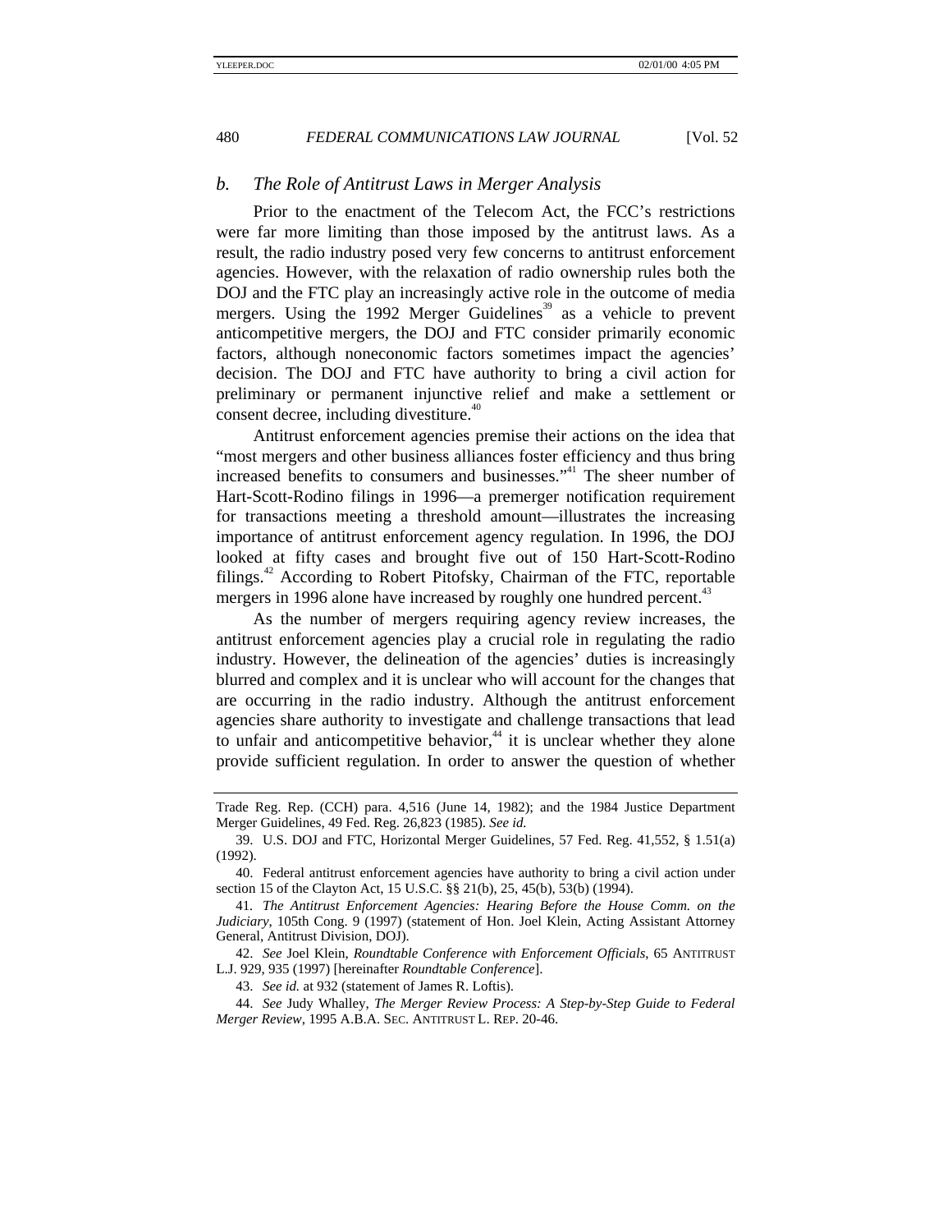### b. *The Role of Antitrust Laws in Merger Analysis*

Prior to the enactment of the Telecom Act, the FCC's restrictions were far more limiting than those imposed by the antitrust laws. As a result, the radio industry posed very few concerns to antitrust enforcement agencies. However, with the relaxation of radio ownership rules both the DOJ and the FTC play an increasingly active role in the outcome of media mergers. Using the 1992 Merger Guidelines[39] as a vehicle to prevent anticompetitive mergers, the DOJ and FTC consider primarily economic factors, although noneconomic factors sometimes impact the agencies' decision. The DOJ and FTC have authority to bring a civil action for preliminary or permanent injunctive relief and make a settlement or consent decree, including divestiture.[40]

Antitrust enforcement agencies premise their actions on the idea that "most mergers and other business alliances foster efficiency and thus bring increased benefits to consumers and businesses."[41] The sheer number of Hart-Scott-Rodino filings in 1996—a premerger notification requirement for transactions meeting a threshold amount—illustrates the increasing importance of antitrust enforcement agency regulation. In 1996, the DOJ looked at fifty cases and brought five out of 150 Hart-Scott-Rodino filings.[42] According to Robert Pitofsky, Chairman of the FTC, reportable mergers in 1996 alone have increased by roughly one hundred percent.[43]

As the number of mergers requiring agency review increases, the antitrust enforcement agencies play a crucial role in regulating the radio industry. However, the delineation of the agencies' duties is increasingly blurred and complex and it is unclear who will account for the changes that are occurring in the radio industry. Although the antitrust enforcement agencies share authority to investigate and challenge transactions that lead to unfair and anticompetitive behavior,[44] it is unclear whether they alone provide sufficient regulation. In order to answer the question of whether

---

Trade Reg. Rep. (CCH) para. 4,516 (June 14, 1982); and the 1984 Justice Department Merger Guidelines, 49 Fed. Reg. 26,823 (1985). *See id.*

39. U.S. DOJ and FTC, Horizontal Merger Guidelines, 57 Fed. Reg. 41,552, § 1.51(a) (1992).

40. Federal antitrust enforcement agencies have authority to bring a civil action under section 15 of the Clayton Act, 15 U.S.C. §§ 21(b), 25, 45(b), 53(b) (1994).

41. *The Antitrust Enforcement Agencies: Hearing Before the House Comm. on the Judiciary*, 105th Cong. 9 (1997) (statement of Hon. Joel Klein, Acting Assistant Attorney General, Antitrust Division, DOJ).

42. *See* Joel Klein, *Roundtable Conference with Enforcement Officials*, 65 ANTITRUST L.J. 929, 935 (1997) [hereinafter *Roundtable Conference*].

43. *See id.* at 932 (statement of James R. Loftis).

44. *See* Judy Whalley, *The Merger Review Process: A Step-by-Step Guide to Federal Merger Review*, 1995 A.B.A. SEC. ANTITRUST L. REP. 20-46.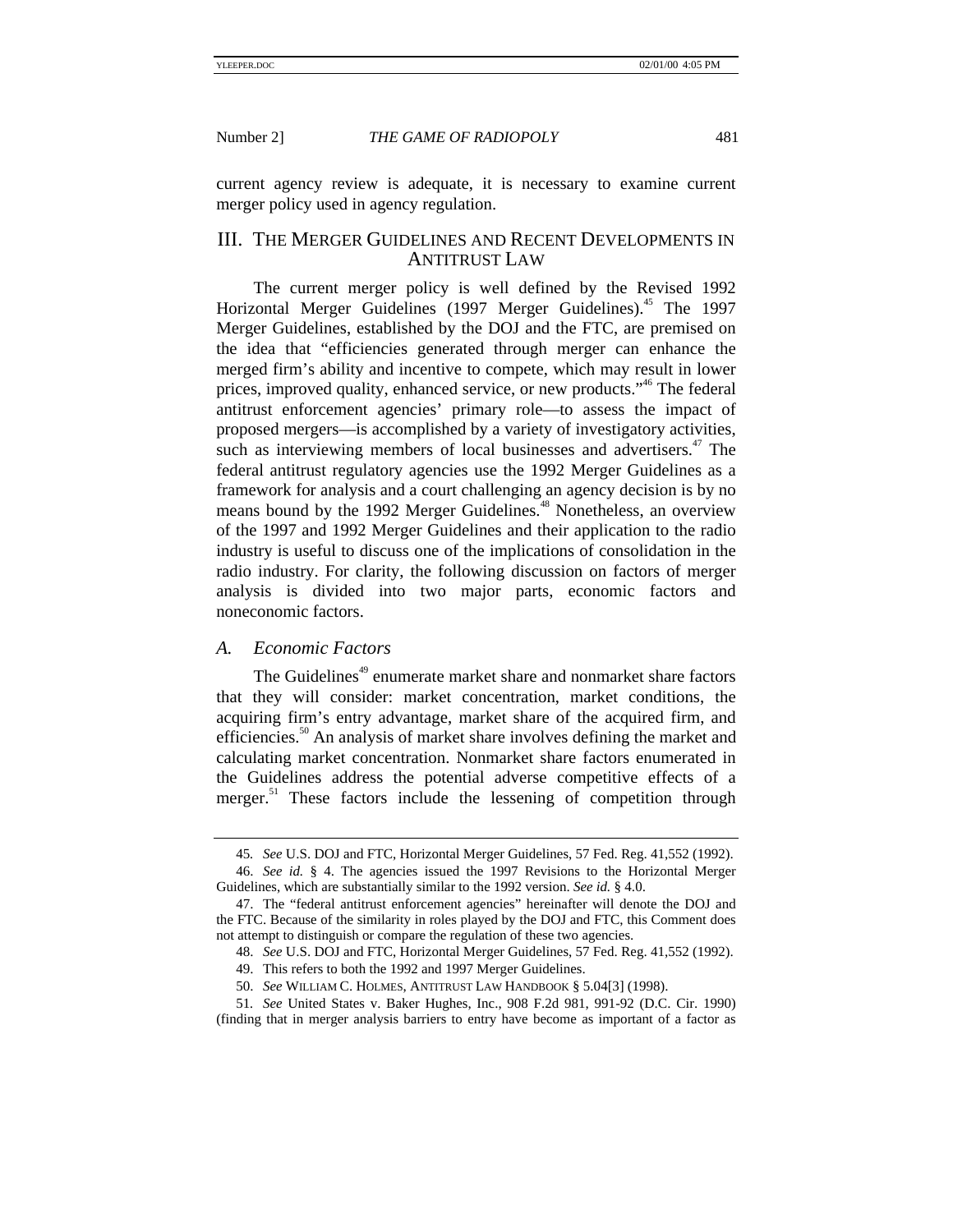current agency review is adequate, it is necessary to examine current merger policy used in agency regulation.

## III. THE MERGER GUIDELINES AND RECENT DEVELOPMENTS IN ANTITRUST LAW

The current merger policy is well defined by the Revised 1992 Horizontal Merger Guidelines (1997 Merger Guidelines).[45] The 1997 Merger Guidelines, established by the DOJ and the FTC, are premised on the idea that "efficiencies generated through merger can enhance the merged firm's ability and incentive to compete, which may result in lower prices, improved quality, enhanced service, or new products."[46] The federal antitrust enforcement agencies' primary role—to assess the impact of proposed mergers—is accomplished by a variety of investigatory activities, such as interviewing members of local businesses and advertisers.[47] The federal antitrust regulatory agencies use the 1992 Merger Guidelines as a framework for analysis and a court challenging an agency decision is by no means bound by the 1992 Merger Guidelines.[48] Nonetheless, an overview of the 1997 and 1992 Merger Guidelines and their application to the radio industry is useful to discuss one of the implications of consolidation in the radio industry. For clarity, the following discussion on factors of merger analysis is divided into two major parts, economic factors and noneconomic factors.

### A. *Economic Factors*

The Guidelines[49] enumerate market share and nonmarket share factors that they will consider: market concentration, market conditions, the acquiring firm's entry advantage, market share of the acquired firm, and efficiencies.[50] An analysis of market share involves defining the market and calculating market concentration. Nonmarket share factors enumerated in the Guidelines address the potential adverse competitive effects of a merger.[51] These factors include the lessening of competition through

---

45. *See* U.S. DOJ and FTC, Horizontal Merger Guidelines, 57 Fed. Reg. 41,552 (1992).

46. *See id.* § 4. The agencies issued the 1997 Revisions to the Horizontal Merger Guidelines, which are substantially similar to the 1992 version. *See id.* § 4.0.

47. The "federal antitrust enforcement agencies" hereinafter will denote the DOJ and the FTC. Because of the similarity in roles played by the DOJ and FTC, this Comment does not attempt to distinguish or compare the regulation of these two agencies.

48. *See* U.S. DOJ and FTC, Horizontal Merger Guidelines, 57 Fed. Reg. 41,552 (1992).

49. This refers to both the 1992 and 1997 Merger Guidelines.

50. *See* WILLIAM C. HOLMES, ANTITRUST LAW HANDBOOK § 5.04[3] (1998).

51. *See* United States v. Baker Hughes, Inc., 908 F.2d 981, 991-92 (D.C. Cir. 1990) (finding that in merger analysis barriers to entry have become as important of a factor as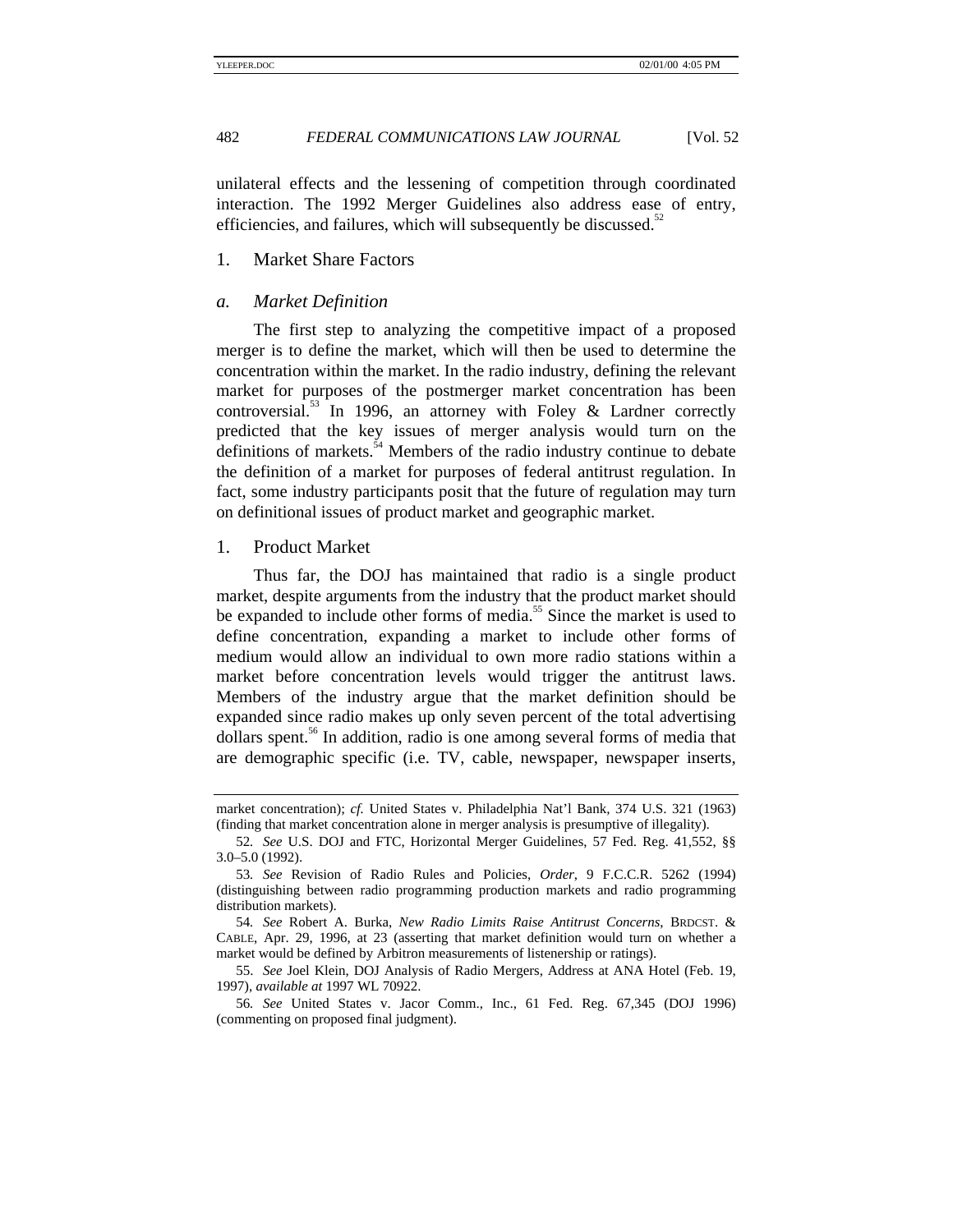unilateral effects and the lessening of competition through coordinated interaction. The 1992 Merger Guidelines also address ease of entry, efficiencies, and failures, which will subsequently be discussed.[52]

### 1. Market Share Factors

#### *a. Market Definition*

The first step to analyzing the competitive impact of a proposed merger is to define the market, which will then be used to determine the concentration within the market. In the radio industry, defining the relevant market for purposes of the postmerger market concentration has been controversial.[53] In 1996, an attorney with Foley & Lardner correctly predicted that the key issues of merger analysis would turn on the definitions of markets.[54] Members of the radio industry continue to debate the definition of a market for purposes of federal antitrust regulation. In fact, some industry participants posit that the future of regulation may turn on definitional issues of product market and geographic market.

### 1. Product Market

Thus far, the DOJ has maintained that radio is a single product market, despite arguments from the industry that the product market should be expanded to include other forms of media.[55] Since the market is used to define concentration, expanding a market to include other forms of medium would allow an individual to own more radio stations within a market before concentration levels would trigger the antitrust laws. Members of the industry argue that the market definition should be expanded since radio makes up only seven percent of the total advertising dollars spent.[56] In addition, radio is one among several forms of media that are demographic specific (i.e. TV, cable, newspaper, newspaper inserts,

---

market concentration); *cf.* United States v. Philadelphia Nat'l Bank, 374 U.S. 321 (1963) (finding that market concentration alone in merger analysis is presumptive of illegality).

52. *See* U.S. DOJ and FTC, Horizontal Merger Guidelines, 57 Fed. Reg. 41,552, §§ 3.0–5.0 (1992).

53. *See* Revision of Radio Rules and Policies, *Order*, 9 F.C.C.R. 5262 (1994) (distinguishing between radio programming production markets and radio programming distribution markets).

54. *See* Robert A. Burka, *New Radio Limits Raise Antitrust Concerns*, BRDCST. & CABLE, Apr. 29, 1996, at 23 (asserting that market definition would turn on whether a market would be defined by Arbitron measurements of listenership or ratings).

55. *See* Joel Klein, DOJ Analysis of Radio Mergers, Address at ANA Hotel (Feb. 19, 1997), *available at* 1997 WL 70922.

56. *See* United States v. Jacor Comm., Inc., 61 Fed. Reg. 67,345 (DOJ 1996) (commenting on proposed final judgment).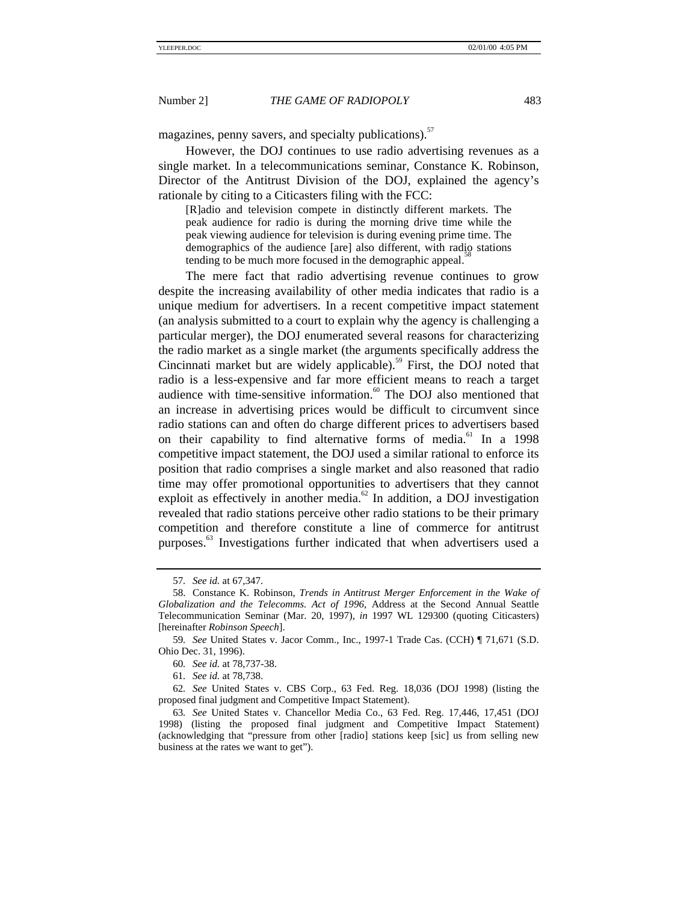magazines, penny savers, and specialty publications).[57]

However, the DOJ continues to use radio advertising revenues as a single market. In a telecommunications seminar, Constance K. Robinson, Director of the Antitrust Division of the DOJ, explained the agency's rationale by citing to a Citicasters filing with the FCC:

> [R]adio and television compete in distinctly different markets. The peak audience for radio is during the morning drive time while the peak viewing audience for television is during evening prime time. The demographics of the audience [are] also different, with radio stations tending to be much more focused in the demographic appeal.[58]

The mere fact that radio advertising revenue continues to grow despite the increasing availability of other media indicates that radio is a unique medium for advertisers. In a recent competitive impact statement (an analysis submitted to a court to explain why the agency is challenging a particular merger), the DOJ enumerated several reasons for characterizing the radio market as a single market (the arguments specifically address the Cincinnati market but are widely applicable).[59] First, the DOJ noted that radio is a less-expensive and far more efficient means to reach a target audience with time-sensitive information.[60] The DOJ also mentioned that an increase in advertising prices would be difficult to circumvent since radio stations can and often do charge different prices to advertisers based on their capability to find alternative forms of media.[61] In a 1998 competitive impact statement, the DOJ used a similar rational to enforce its position that radio comprises a single market and also reasoned that radio time may offer promotional opportunities to advertisers that they cannot exploit as effectively in another media.[62] In addition, a DOJ investigation revealed that radio stations perceive other radio stations to be their primary competition and therefore constitute a line of commerce for antitrust purposes.[63] Investigations further indicated that when advertisers used a

---

57. *See id.* at 67,347.

58. Constance K. Robinson, *Trends in Antitrust Merger Enforcement in the Wake of Globalization and the Telecomms. Act of 1996*, Address at the Second Annual Seattle Telecommunication Seminar (Mar. 20, 1997), *in* 1997 WL 129300 (quoting Citicasters) [hereinafter *Robinson Speech*].

59. *See* United States v. Jacor Comm., Inc., 1997-1 Trade Cas. (CCH) ¶ 71,671 (S.D. Ohio Dec. 31, 1996).

60. *See id.* at 78,737-38.

61. *See id.* at 78,738.

62. *See* United States v. CBS Corp., 63 Fed. Reg. 18,036 (DOJ 1998) (listing the proposed final judgment and Competitive Impact Statement).

63. *See* United States v. Chancellor Media Co., 63 Fed. Reg. 17,446, 17,451 (DOJ 1998) (listing the proposed final judgment and Competitive Impact Statement) (acknowledging that "pressure from other [radio] stations keep [sic] us from selling new business at the rates we want to get").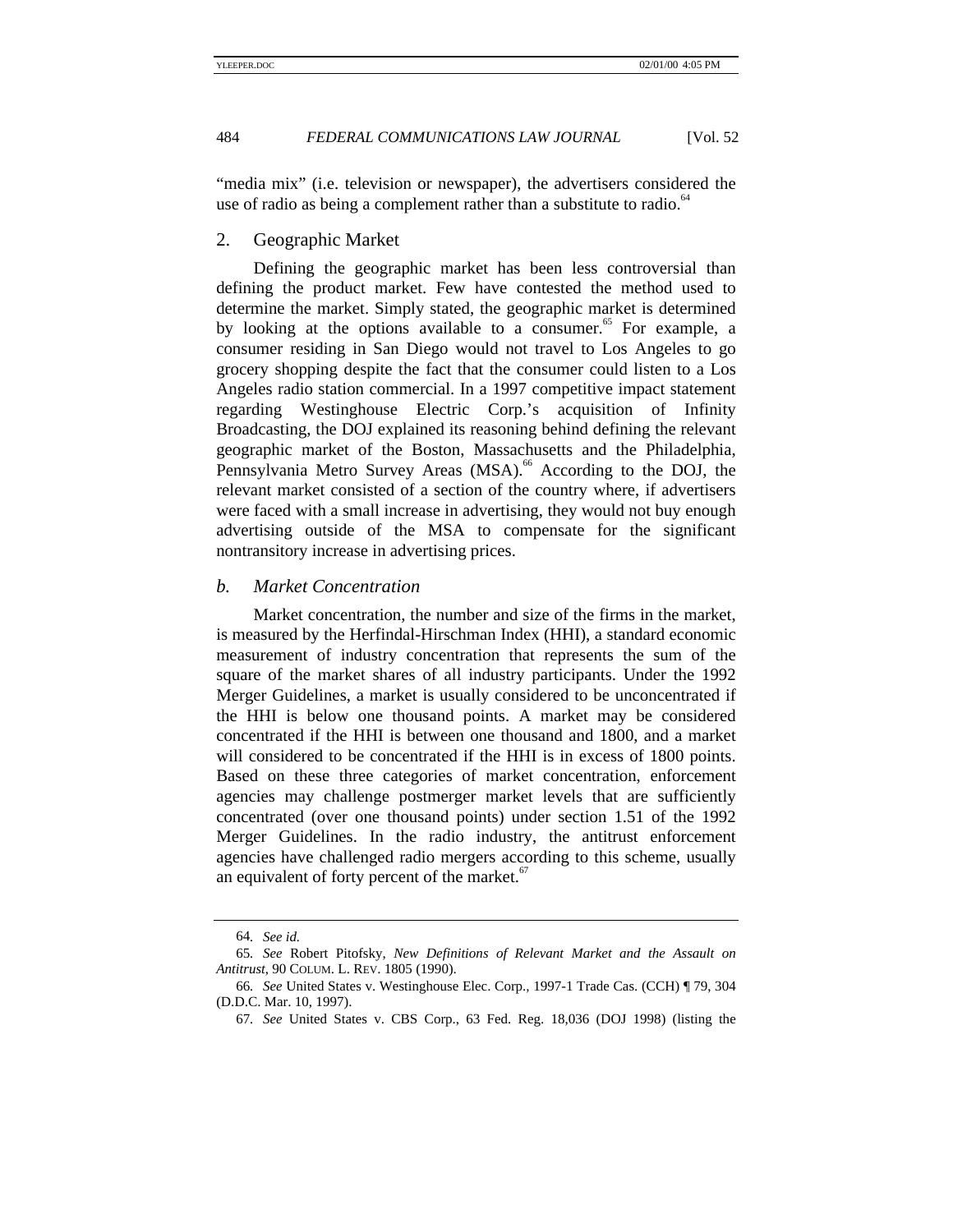"media mix" (i.e. television or newspaper), the advertisers considered the use of radio as being a complement rather than a substitute to radio.[64]

### 2. Geographic Market

Defining the geographic market has been less controversial than defining the product market. Few have contested the method used to determine the market. Simply stated, the geographic market is determined by looking at the options available to a consumer.[65] For example, a consumer residing in San Diego would not travel to Los Angeles to go grocery shopping despite the fact that the consumer could listen to a Los Angeles radio station commercial. In a 1997 competitive impact statement regarding Westinghouse Electric Corp.'s acquisition of Infinity Broadcasting, the DOJ explained its reasoning behind defining the relevant geographic market of the Boston, Massachusetts and the Philadelphia, Pennsylvania Metro Survey Areas (MSA).[66] According to the DOJ, the relevant market consisted of a section of the country where, if advertisers were faced with a small increase in advertising, they would not buy enough advertising outside of the MSA to compensate for the significant nontransitory increase in advertising prices.

### *b. Market Concentration*

Market concentration, the number and size of the firms in the market, is measured by the Herfindal-Hirschman Index (HHI), a standard economic measurement of industry concentration that represents the sum of the square of the market shares of all industry participants. Under the 1992 Merger Guidelines, a market is usually considered to be unconcentrated if the HHI is below one thousand points. A market may be considered concentrated if the HHI is between one thousand and 1800, and a market will considered to be concentrated if the HHI is in excess of 1800 points. Based on these three categories of market concentration, enforcement agencies may challenge postmerger market levels that are sufficiently concentrated (over one thousand points) under section 1.51 of the 1992 Merger Guidelines. In the radio industry, the antitrust enforcement agencies have challenged radio mergers according to this scheme, usually an equivalent of forty percent of the market.[67]

---

64. *See id.*

65. *See* Robert Pitofsky, *New Definitions of Relevant Market and the Assault on Antitrust*, 90 COLUM. L. REV. 1805 (1990).

66. *See* United States v. Westinghouse Elec. Corp., 1997-1 Trade Cas. (CCH) ¶ 79, 304 (D.D.C. Mar. 10, 1997).

67. *See* United States v. CBS Corp., 63 Fed. Reg. 18,036 (DOJ 1998) (listing the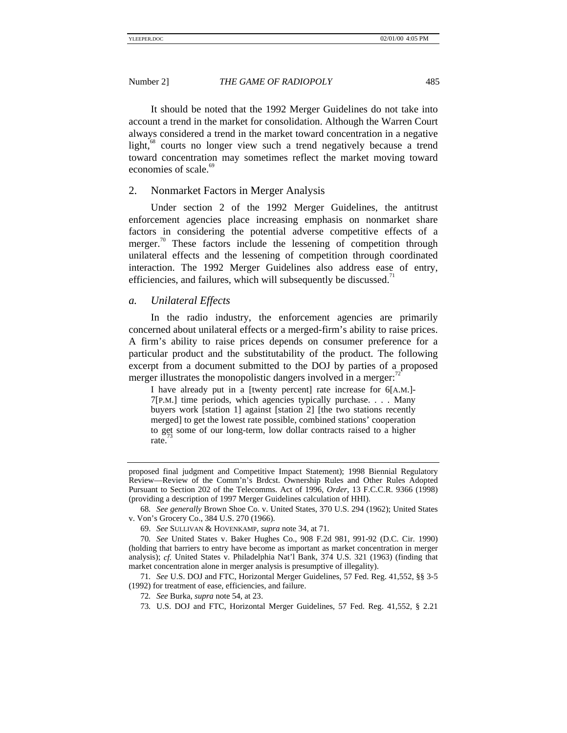It should be noted that the 1992 Merger Guidelines do not take into account a trend in the market for consolidation. Although the Warren Court always considered a trend in the market toward concentration in a negative light,[68] courts no longer view such a trend negatively because a trend toward concentration may sometimes reflect the market moving toward economies of scale.[69]

## 2. Nonmarket Factors in Merger Analysis

Under section 2 of the 1992 Merger Guidelines, the antitrust enforcement agencies place increasing emphasis on nonmarket share factors in considering the potential adverse competitive effects of a merger.[70] These factors include the lessening of competition through unilateral effects and the lessening of competition through coordinated interaction. The 1992 Merger Guidelines also address ease of entry, efficiencies, and failures, which will subsequently be discussed.[71]

### *a. Unilateral Effects*

In the radio industry, the enforcement agencies are primarily concerned about unilateral effects or a merged-firm's ability to raise prices. A firm's ability to raise prices depends on consumer preference for a particular product and the substitutability of the product. The following excerpt from a document submitted to the DOJ by parties of a proposed merger illustrates the monopolistic dangers involved in a merger:[72]

> I have already put in a [twenty percent] rate increase for 6[A.M.]-7[P.M.] time periods, which agencies typically purchase. . . . Many buyers work [station 1] against [station 2] [the two stations recently merged] to get the lowest rate possible, combined stations' cooperation to get some of our long-term, low dollar contracts raised to a higher rate.[73]

---

proposed final judgment and Competitive Impact Statement); 1998 Biennial Regulatory Review—Review of the Comm'n's Brdcst. Ownership Rules and Other Rules Adopted Pursuant to Section 202 of the Telecomms. Act of 1996, *Order*, 13 F.C.C.R. 9366 (1998) (providing a description of 1997 Merger Guidelines calculation of HHI).

68. *See generally* Brown Shoe Co. v. United States, 370 U.S. 294 (1962); United States v. Von's Grocery Co., 384 U.S. 270 (1966).

69. *See* SULLIVAN & HOVENKAMP, *supra* note 34, at 71.

70. *See* United States v. Baker Hughes Co., 908 F.2d 981, 991-92 (D.C. Cir. 1990) (holding that barriers to entry have become as important as market concentration in merger analysis); *cf.* United States v. Philadelphia Nat'l Bank, 374 U.S. 321 (1963) (finding that market concentration alone in merger analysis is presumptive of illegality).

71. *See* U.S. DOJ and FTC, Horizontal Merger Guidelines, 57 Fed. Reg. 41,552, §§ 3-5 (1992) for treatment of ease, efficiencies, and failure.

72. *See* Burka, *supra* note 54, at 23.

73. U.S. DOJ and FTC, Horizontal Merger Guidelines, 57 Fed. Reg. 41,552, § 2.21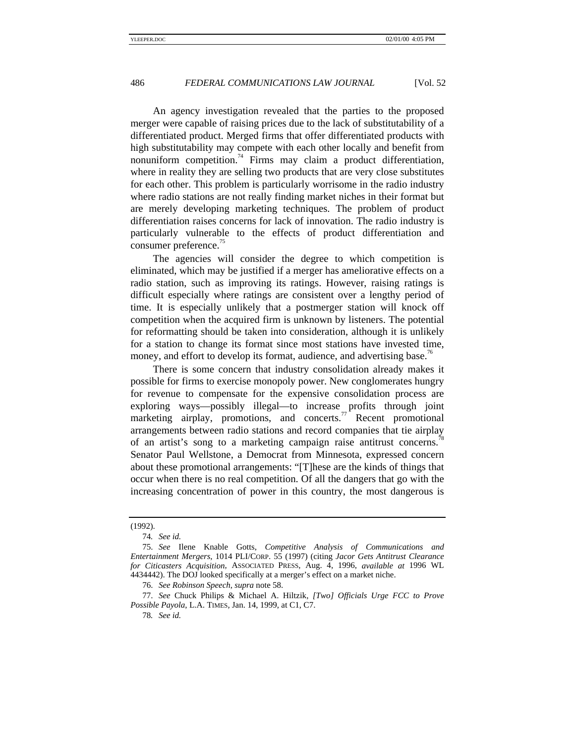An agency investigation revealed that the parties to the proposed merger were capable of raising prices due to the lack of substitutability of a differentiated product. Merged firms that offer differentiated products with high substitutability may compete with each other locally and benefit from nonuniform competition.[74] Firms may claim a product differentiation, where in reality they are selling two products that are very close substitutes for each other. This problem is particularly worrisome in the radio industry where radio stations are not really finding market niches in their format but are merely developing marketing techniques. The problem of product differentiation raises concerns for lack of innovation. The radio industry is particularly vulnerable to the effects of product differentiation and consumer preference.[75]

The agencies will consider the degree to which competition is eliminated, which may be justified if a merger has ameliorative effects on a radio station, such as improving its ratings. However, raising ratings is difficult especially where ratings are consistent over a lengthy period of time. It is especially unlikely that a postmerger station will knock off competition when the acquired firm is unknown by listeners. The potential for reformatting should be taken into consideration, although it is unlikely for a station to change its format since most stations have invested time, money, and effort to develop its format, audience, and advertising base.[76]

There is some concern that industry consolidation already makes it possible for firms to exercise monopoly power. New conglomerates hungry for revenue to compensate for the expensive consolidation process are exploring ways—possibly illegal—to increase profits through joint marketing airplay, promotions, and concerts.[77] Recent promotional arrangements between radio stations and record companies that tie airplay of an artist's song to a marketing campaign raise antitrust concerns.[78] Senator Paul Wellstone, a Democrat from Minnesota, expressed concern about these promotional arrangements: "[T]hese are the kinds of things that occur when there is no real competition. Of all the dangers that go with the increasing concentration of power in this country, the most dangerous is

---

(1992).

74. *See id.*

75. *See* Ilene Knable Gotts, *Competitive Analysis of Communications and Entertainment Mergers*, 1014 PLI/CORP. 55 (1997) (citing *Jacor Gets Antitrust Clearance for Citicasters Acquisition*, ASSOCIATED PRESS, Aug. 4, 1996, *available at* 1996 WL 4434442). The DOJ looked specifically at a merger's effect on a market niche.

76. *See Robinson Speech*, *supra* note 58.

77. *See* Chuck Philips & Michael A. Hiltzik, *[Two] Officials Urge FCC to Prove Possible Payola*, L.A. TIMES, Jan. 14, 1999, at C1, C7.

78. *See id.*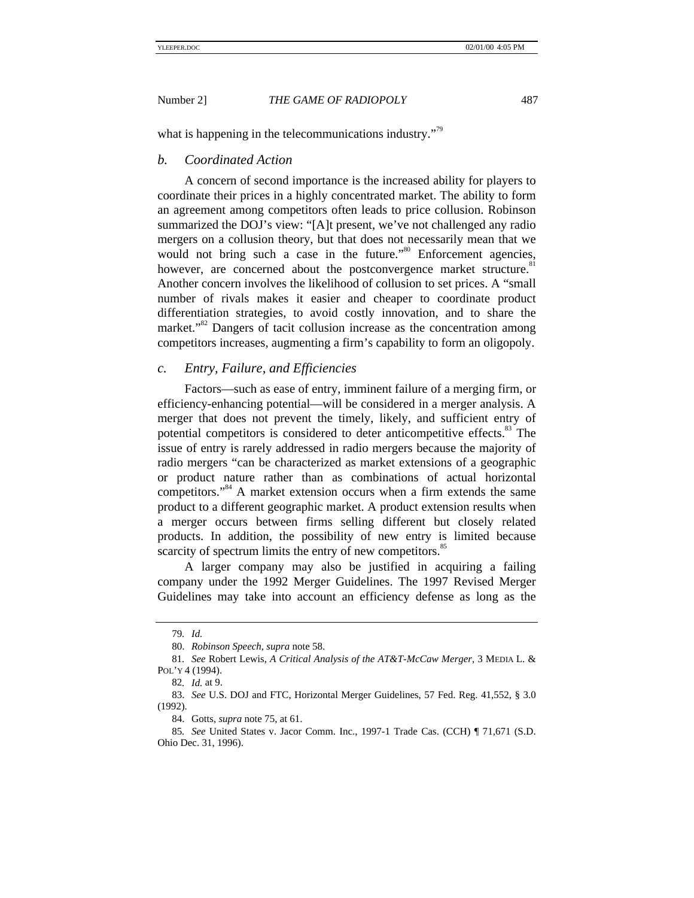what is happening in the telecommunications industry."[79]

### *b. Coordinated Action*

A concern of second importance is the increased ability for players to coordinate their prices in a highly concentrated market. The ability to form an agreement among competitors often leads to price collusion. Robinson summarized the DOJ's view: "[A]t present, we've not challenged any radio mergers on a collusion theory, but that does not necessarily mean that we would not bring such a case in the future."[80] Enforcement agencies, however, are concerned about the postconvergence market structure.[81] Another concern involves the likelihood of collusion to set prices. A "small number of rivals makes it easier and cheaper to coordinate product differentiation strategies, to avoid costly innovation, and to share the market."[82] Dangers of tacit collusion increase as the concentration among competitors increases, augmenting a firm's capability to form an oligopoly.

### *c. Entry, Failure, and Efficiencies*

Factors—such as ease of entry, imminent failure of a merging firm, or efficiency-enhancing potential—will be considered in a merger analysis. A merger that does not prevent the timely, likely, and sufficient entry of potential competitors is considered to deter anticompetitive effects.[83] The issue of entry is rarely addressed in radio mergers because the majority of radio mergers "can be characterized as market extensions of a geographic or product nature rather than as combinations of actual horizontal competitors."[84] A market extension occurs when a firm extends the same product to a different geographic market. A product extension results when a merger occurs between firms selling different but closely related products. In addition, the possibility of new entry is limited because scarcity of spectrum limits the entry of new competitors.[85]

A larger company may also be justified in acquiring a failing company under the 1992 Merger Guidelines. The 1997 Revised Merger Guidelines may take into account an efficiency defense as long as the

---

79. *Id.*

80. *Robinson Speech*, *supra* note 58.

81. *See* Robert Lewis, *A Critical Analysis of the AT&T-McCaw Merger*, 3 MEDIA L. & POL'Y 4 (1994).

82. *Id.* at 9.

83. *See* U.S. DOJ and FTC, Horizontal Merger Guidelines, 57 Fed. Reg. 41,552, § 3.0 (1992).

84. Gotts, *supra* note 75, at 61.

85. *See* United States v. Jacor Comm. Inc., 1997-1 Trade Cas. (CCH) ¶ 71,671 (S.D. Ohio Dec. 31, 1996).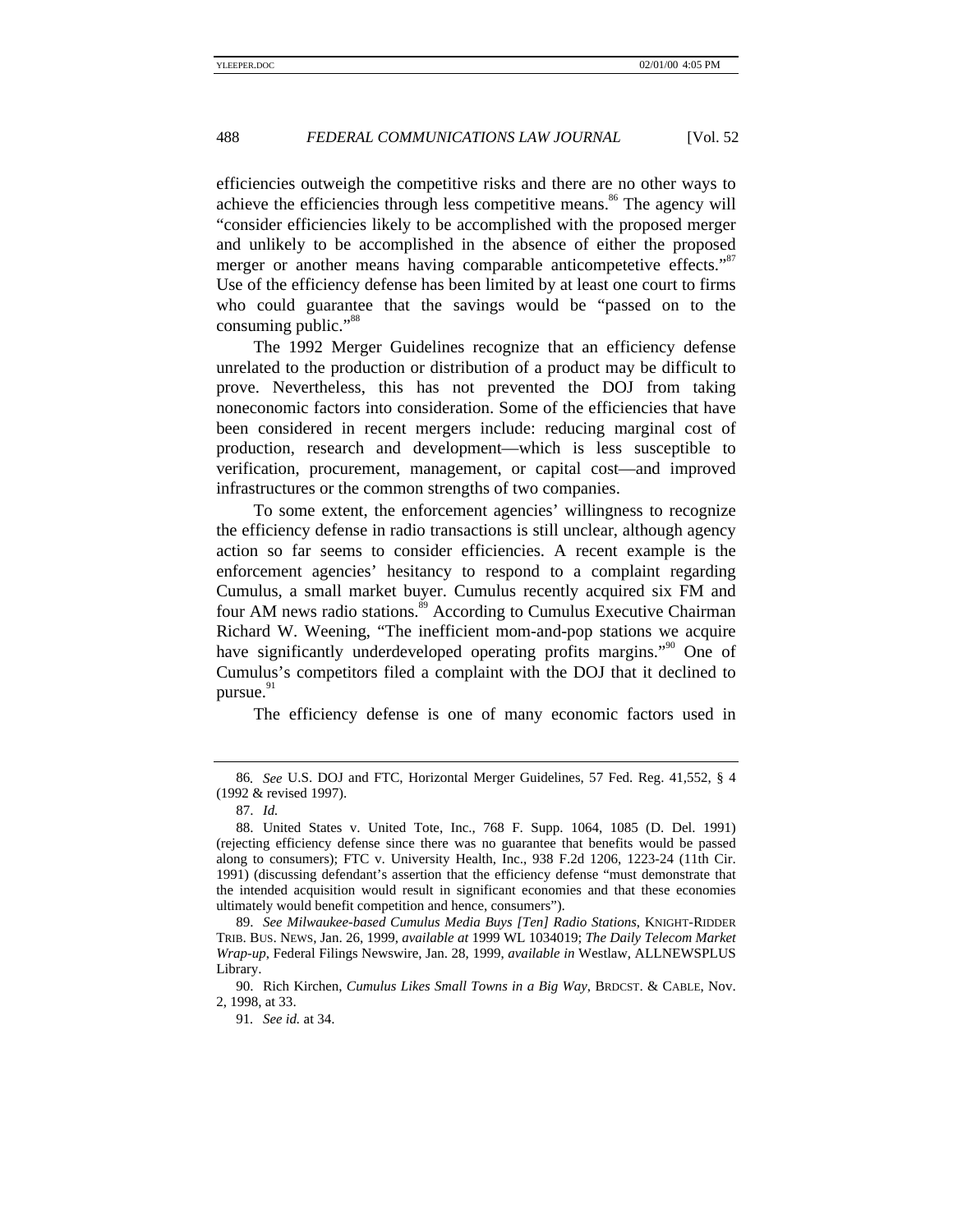efficiencies outweigh the competitive risks and there are no other ways to achieve the efficiencies through less competitive means.[86] The agency will "consider efficiencies likely to be accomplished with the proposed merger and unlikely to be accomplished in the absence of either the proposed merger or another means having comparable anticompetetive effects."[87] Use of the efficiency defense has been limited by at least one court to firms who could guarantee that the savings would be "passed on to the consuming public."[88]

The 1992 Merger Guidelines recognize that an efficiency defense unrelated to the production or distribution of a product may be difficult to prove. Nevertheless, this has not prevented the DOJ from taking noneconomic factors into consideration. Some of the efficiencies that have been considered in recent mergers include: reducing marginal cost of production, research and development—which is less susceptible to verification, procurement, management, or capital cost—and improved infrastructures or the common strengths of two companies.

To some extent, the enforcement agencies' willingness to recognize the efficiency defense in radio transactions is still unclear, although agency action so far seems to consider efficiencies. A recent example is the enforcement agencies' hesitancy to respond to a complaint regarding Cumulus, a small market buyer. Cumulus recently acquired six FM and four AM news radio stations.[89] According to Cumulus Executive Chairman Richard W. Weening, "The inefficient mom-and-pop stations we acquire have significantly underdeveloped operating profits margins."[90] One of Cumulus's competitors filed a complaint with the DOJ that it declined to pursue.[91]

The efficiency defense is one of many economic factors used in

---

86. *See* U.S. DOJ and FTC, Horizontal Merger Guidelines, 57 Fed. Reg. 41,552, § 4 (1992 & revised 1997).

87. *Id.*

88. United States v. United Tote, Inc., 768 F. Supp. 1064, 1085 (D. Del. 1991) (rejecting efficiency defense since there was no guarantee that benefits would be passed along to consumers); FTC v. University Health, Inc., 938 F.2d 1206, 1223-24 (11th Cir. 1991) (discussing defendant's assertion that the efficiency defense "must demonstrate that the intended acquisition would result in significant economies and that these economies ultimately would benefit competition and hence, consumers").

89. *See Milwaukee-based Cumulus Media Buys [Ten] Radio Stations*, KNIGHT-RIDDER TRIB. BUS. NEWS, Jan. 26, 1999, *available at* 1999 WL 1034019; *The Daily Telecom Market Wrap-up*, Federal Filings Newswire, Jan. 28, 1999, *available in* Westlaw, ALLNEWSPLUS Library.

90. Rich Kirchen, *Cumulus Likes Small Towns in a Big Way*, BRDCST. & CABLE, Nov. 2, 1998, at 33.

91. *See id.* at 34.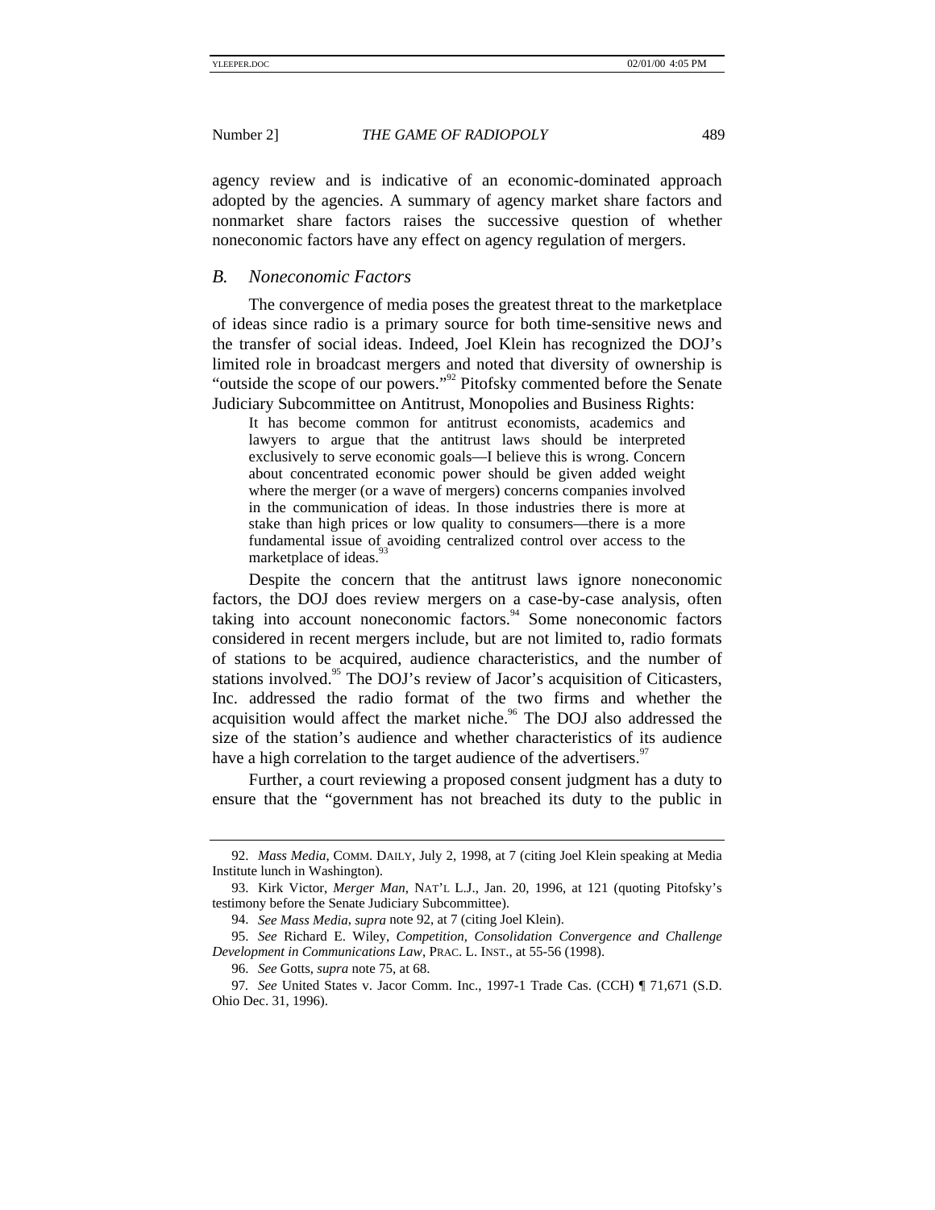agency review and is indicative of an economic-dominated approach adopted by the agencies. A summary of agency market share factors and nonmarket share factors raises the successive question of whether noneconomic factors have any effect on agency regulation of mergers.

### *B. Noneconomic Factors*

The convergence of media poses the greatest threat to the marketplace of ideas since radio is a primary source for both time-sensitive news and the transfer of social ideas. Indeed, Joel Klein has recognized the DOJ's limited role in broadcast mergers and noted that diversity of ownership is "outside the scope of our powers."[92] Pitofsky commented before the Senate Judiciary Subcommittee on Antitrust, Monopolies and Business Rights:

> It has become common for antitrust economists, academics and lawyers to argue that the antitrust laws should be interpreted exclusively to serve economic goals—I believe this is wrong. Concern about concentrated economic power should be given added weight where the merger (or a wave of mergers) concerns companies involved in the communication of ideas. In those industries there is more at stake than high prices or low quality to consumers—there is a more fundamental issue of avoiding centralized control over access to the marketplace of ideas.[93]

Despite the concern that the antitrust laws ignore noneconomic factors, the DOJ does review mergers on a case-by-case analysis, often taking into account noneconomic factors.[94] Some noneconomic factors considered in recent mergers include, but are not limited to, radio formats of stations to be acquired, audience characteristics, and the number of stations involved.[95] The DOJ's review of Jacor's acquisition of Citicasters, Inc. addressed the radio format of the two firms and whether the acquisition would affect the market niche.[96] The DOJ also addressed the size of the station's audience and whether characteristics of its audience have a high correlation to the target audience of the advertisers.[97]

Further, a court reviewing a proposed consent judgment has a duty to ensure that the "government has not breached its duty to the public in

---

92. *Mass Media*, COMM. DAILY, July 2, 1998, at 7 (citing Joel Klein speaking at Media Institute lunch in Washington).

93. Kirk Victor, *Merger Man*, NAT'L L.J., Jan. 20, 1996, at 121 (quoting Pitofsky's testimony before the Senate Judiciary Subcommittee).

94. *See Mass Media*, *supra* note 92, at 7 (citing Joel Klein).

95. *See* Richard E. Wiley, *Competition, Consolidation Convergence and Challenge Development in Communications Law*, PRAC. L. INST., at 55-56 (1998).

96. *See* Gotts, *supra* note 75, at 68.

97. *See* United States v. Jacor Comm. Inc., 1997-1 Trade Cas. (CCH) ¶ 71,671 (S.D. Ohio Dec. 31, 1996).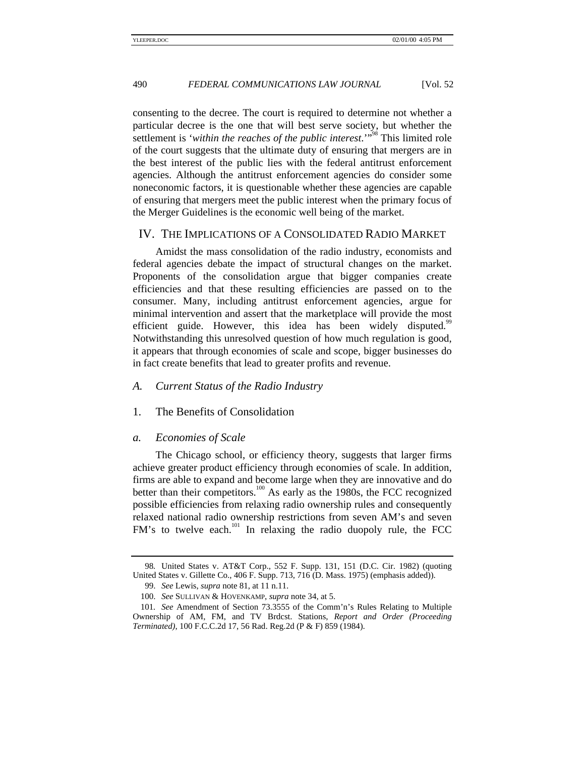consenting to the decree. The court is required to determine not whether a particular decree is the one that will best serve society, but whether the settlement is '*within the reaches of the public interest*.'"[98] This limited role of the court suggests that the ultimate duty of ensuring that mergers are in the best interest of the public lies with the federal antitrust enforcement agencies. Although the antitrust enforcement agencies do consider some noneconomic factors, it is questionable whether these agencies are capable of ensuring that mergers meet the public interest when the primary focus of the Merger Guidelines is the economic well being of the market.

## IV. THE IMPLICATIONS OF A CONSOLIDATED RADIO MARKET

Amidst the mass consolidation of the radio industry, economists and federal agencies debate the impact of structural changes on the market. Proponents of the consolidation argue that bigger companies create efficiencies and that these resulting efficiencies are passed on to the consumer. Many, including antitrust enforcement agencies, argue for minimal intervention and assert that the marketplace will provide the most efficient guide. However, this idea has been widely disputed.[99] Notwithstanding this unresolved question of how much regulation is good, it appears that through economies of scale and scope, bigger businesses do in fact create benefits that lead to greater profits and revenue.

### *A. Current Status of the Radio Industry*

#### 1. The Benefits of Consolidation

##### *a. Economies of Scale*

The Chicago school, or efficiency theory, suggests that larger firms achieve greater product efficiency through economies of scale. In addition, firms are able to expand and become large when they are innovative and do better than their competitors.[100] As early as the 1980s, the FCC recognized possible efficiencies from relaxing radio ownership rules and consequently relaxed national radio ownership restrictions from seven AM's and seven FM's to twelve each.[101] In relaxing the radio duopoly rule, the FCC

---

98. United States v. AT&T Corp., 552 F. Supp. 131, 151 (D.C. Cir. 1982) (quoting United States v. Gillette Co., 406 F. Supp. 713, 716 (D. Mass. 1975) (emphasis added)).

99. *See* Lewis, *supra* note 81, at 11 n.11.

100. *See* SULLIVAN & HOVENKAMP, *supra* note 34, at 5.

101. *See* Amendment of Section 73.3555 of the Comm'n's Rules Relating to Multiple Ownership of AM, FM, and TV Brdcst. Stations, *Report and Order (Proceeding Terminated)*, 100 F.C.C.2d 17, 56 Rad. Reg.2d (P & F) 859 (1984).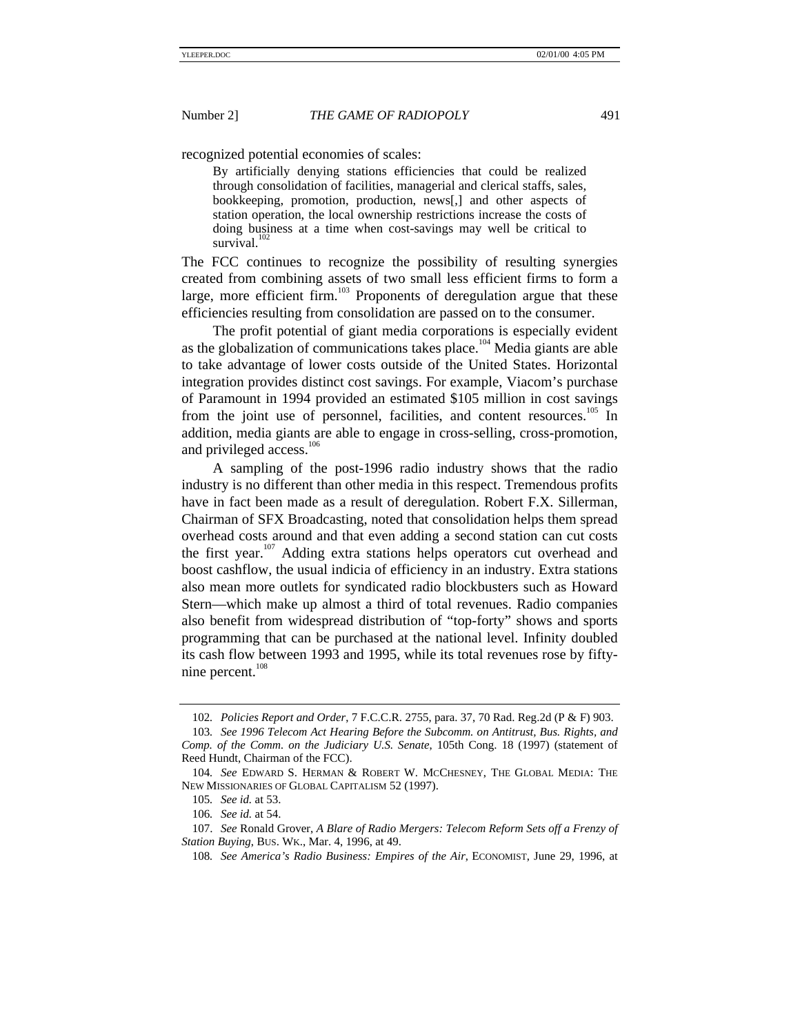recognized potential economies of scales:

> By artificially denying stations efficiencies that could be realized through consolidation of facilities, managerial and clerical staffs, sales, bookkeeping, promotion, production, news[,] and other aspects of station operation, the local ownership restrictions increase the costs of doing business at a time when cost-savings may well be critical to survival.[102]

The FCC continues to recognize the possibility of resulting synergies created from combining assets of two small less efficient firms to form a large, more efficient firm.[103] Proponents of deregulation argue that these efficiencies resulting from consolidation are passed on to the consumer.

The profit potential of giant media corporations is especially evident as the globalization of communications takes place.[104] Media giants are able to take advantage of lower costs outside of the United States. Horizontal integration provides distinct cost savings. For example, Viacom's purchase of Paramount in 1994 provided an estimated $105 million in cost savings from the joint use of personnel, facilities, and content resources.[105] In addition, media giants are able to engage in cross-selling, cross-promotion, and privileged access.[106]

A sampling of the post-1996 radio industry shows that the radio industry is no different than other media in this respect. Tremendous profits have in fact been made as a result of deregulation. Robert F.X. Sillerman, Chairman of SFX Broadcasting, noted that consolidation helps them spread overhead costs around and that even adding a second station can cut costs the first year.[107] Adding extra stations helps operators cut overhead and boost cashflow, the usual indicia of efficiency in an industry. Extra stations also mean more outlets for syndicated radio blockbusters such as Howard Stern—which make up almost a third of total revenues. Radio companies also benefit from widespread distribution of "top-forty" shows and sports programming that can be purchased at the national level. Infinity doubled its cash flow between 1993 and 1995, while its total revenues rose by fifty-nine percent.[108]

---

102. *Policies Report and Order*, 7 F.C.C.R. 2755, para. 37, 70 Rad. Reg.2d (P & F) 903.

103. *See 1996 Telecom Act Hearing Before the Subcomm. on Antitrust, Bus. Rights, and Comp. of the Comm. on the Judiciary U.S. Senate*, 105th Cong. 18 (1997) (statement of Reed Hundt, Chairman of the FCC).

104. *See* EDWARD S. HERMAN & ROBERT W. MCCHESNEY, THE GLOBAL MEDIA: THE NEW MISSIONARIES OF GLOBAL CAPITALISM 52 (1997).

105. *See id.* at 53.

106. *See id.* at 54.

107. *See* Ronald Grover, *A Blare of Radio Mergers: Telecom Reform Sets off a Frenzy of Station Buying*, BUS. WK., Mar. 4, 1996, at 49.

108. *See America's Radio Business: Empires of the Air*, ECONOMIST, June 29, 1996, at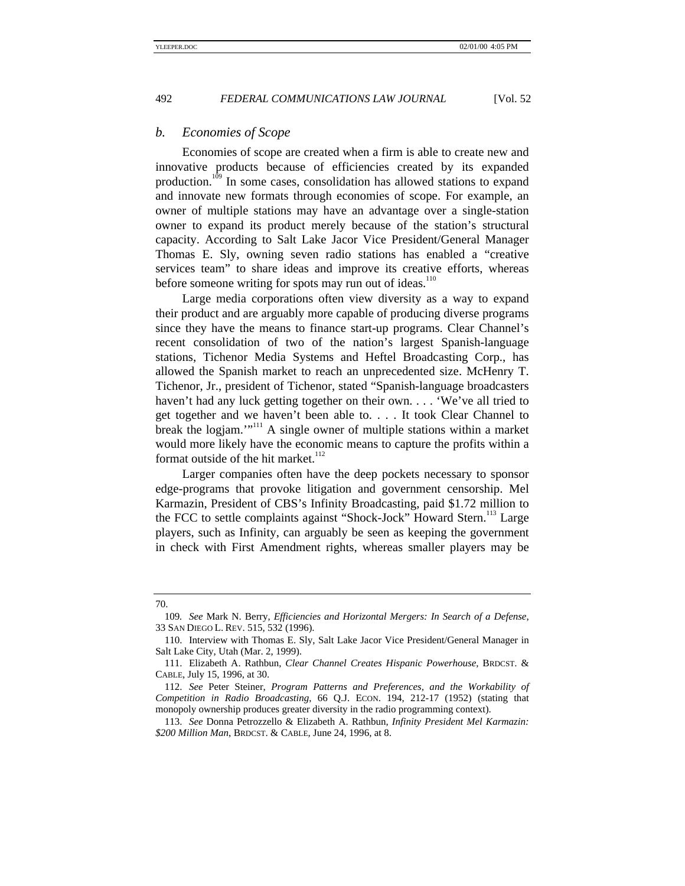### *b. Economies of Scope*

Economies of scope are created when a firm is able to create new and innovative products because of efficiencies created by its expanded production.[109] In some cases, consolidation has allowed stations to expand and innovate new formats through economies of scope. For example, an owner of multiple stations may have an advantage over a single-station owner to expand its product merely because of the station's structural capacity. According to Salt Lake Jacor Vice President/General Manager Thomas E. Sly, owning seven radio stations has enabled a "creative services team" to share ideas and improve its creative efforts, whereas before someone writing for spots may run out of ideas.[110]

Large media corporations often view diversity as a way to expand their product and are arguably more capable of producing diverse programs since they have the means to finance start-up programs. Clear Channel's recent consolidation of two of the nation's largest Spanish-language stations, Tichenor Media Systems and Heftel Broadcasting Corp., has allowed the Spanish market to reach an unprecedented size. McHenry T. Tichenor, Jr., president of Tichenor, stated "Spanish-language broadcasters haven't had any luck getting together on their own. . . . 'We've all tried to get together and we haven't been able to. . . . It took Clear Channel to break the logjam.'"[111] A single owner of multiple stations within a market would more likely have the economic means to capture the profits within a format outside of the hit market.[112]

Larger companies often have the deep pockets necessary to sponsor edge-programs that provoke litigation and government censorship. Mel Karmazin, President of CBS's Infinity Broadcasting, paid $1.72 million to the FCC to settle complaints against "Shock-Jock" Howard Stern.[113] Large players, such as Infinity, can arguably be seen as keeping the government in check with First Amendment rights, whereas smaller players may be

---

70.

109. *See* Mark N. Berry, *Efficiencies and Horizontal Mergers: In Search of a Defense*, 33 SAN DIEGO L. REV. 515, 532 (1996).

110. Interview with Thomas E. Sly, Salt Lake Jacor Vice President/General Manager in Salt Lake City, Utah (Mar. 2, 1999).

111. Elizabeth A. Rathbun, *Clear Channel Creates Hispanic Powerhouse*, BRDCST. & CABLE, July 15, 1996, at 30.

112. *See* Peter Steiner, *Program Patterns and Preferences, and the Workability of Competition in Radio Broadcasting*, 66 Q.J. ECON. 194, 212-17 (1952) (stating that monopoly ownership produces greater diversity in the radio programming context).

113. *See* Donna Petrozzello & Elizabeth A. Rathbun, *Infinity President Mel Karmazin: $200 Million Man*, BRDCST. & CABLE, June 24, 1996, at 8.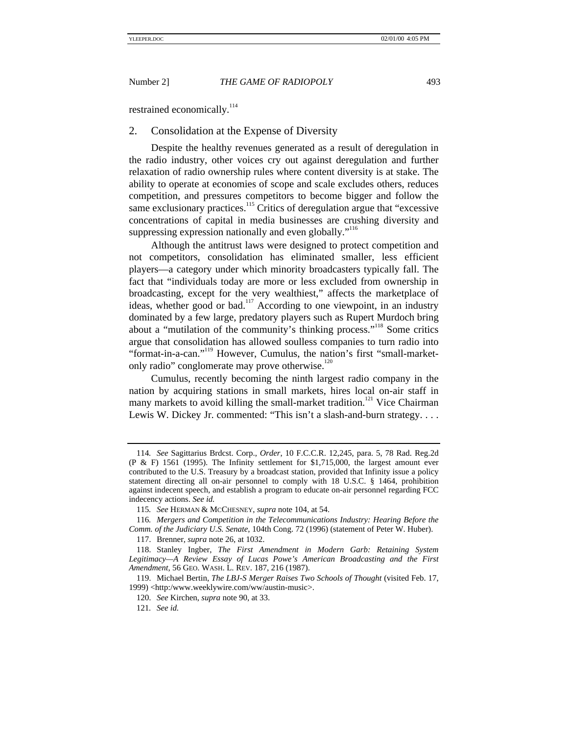restrained economically.[114]

## 2. Consolidation at the Expense of Diversity

Despite the healthy revenues generated as a result of deregulation in the radio industry, other voices cry out against deregulation and further relaxation of radio ownership rules where content diversity is at stake. The ability to operate at economies of scope and scale excludes others, reduces competition, and pressures competitors to become bigger and follow the same exclusionary practices.[115] Critics of deregulation argue that "excessive concentrations of capital in media businesses are crushing diversity and suppressing expression nationally and even globally."[116]

Although the antitrust laws were designed to protect competition and not competitors, consolidation has eliminated smaller, less efficient players—a category under which minority broadcasters typically fall. The fact that "individuals today are more or less excluded from ownership in broadcasting, except for the very wealthiest," affects the marketplace of ideas, whether good or bad.[117] According to one viewpoint, in an industry dominated by a few large, predatory players such as Rupert Murdoch bring about a "mutilation of the community's thinking process."[118] Some critics argue that consolidation has allowed soulless companies to turn radio into "format-in-a-can."[119] However, Cumulus, the nation's first "small-market-only radio" conglomerate may prove otherwise.[120]

Cumulus, recently becoming the ninth largest radio company in the nation by acquiring stations in small markets, hires local on-air staff in many markets to avoid killing the small-market tradition.[121] Vice Chairman Lewis W. Dickey Jr. commented: "This isn't a slash-and-burn strategy. . . .

---

114. *See* Sagittarius Brdcst. Corp., *Order*, 10 F.C.C.R. 12,245, para. 5, 78 Rad. Reg.2d (P & F) 1561 (1995). The Infinity settlement for $1,715,000, the largest amount ever contributed to the U.S. Treasury by a broadcast station, provided that Infinity issue a policy statement directing all on-air personnel to comply with 18 U.S.C. § 1464, prohibition against indecent speech, and establish a program to educate on-air personnel regarding FCC indecency actions. *See id.*

115. *See* HERMAN & MCCHESNEY, *supra* note 104, at 54.

116. *Mergers and Competition in the Telecommunications Industry: Hearing Before the Comm. of the Judiciary U.S. Senate*, 104th Cong. 72 (1996) (statement of Peter W. Huber).

117. Brenner, *supra* note 26, at 1032.

118. Stanley Ingber, *The First Amendment in Modern Garb: Retaining System Legitimacy—A Review Essay of Lucas Powe's American Broadcasting and the First Amendment*, 56 GEO. WASH. L. REV. 187, 216 (1987).

119. Michael Bertin, *The LBJ-S Merger Raises Two Schools of Thought* (visited Feb. 17, 1999) <http:/www.weeklywire.com/ww/austin-music>.

120. *See* Kirchen, *supra* note 90, at 33.

121. *See id.*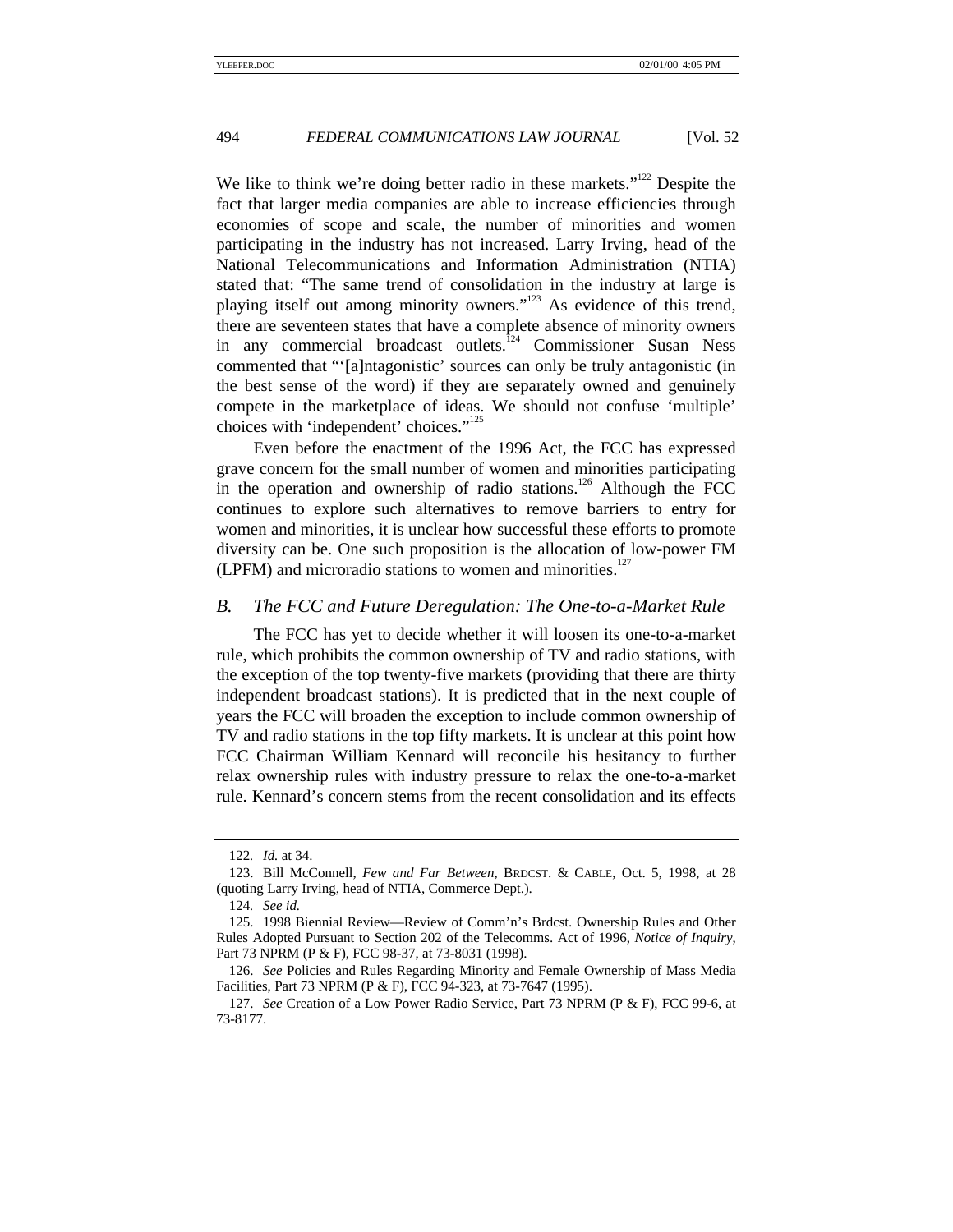We like to think we're doing better radio in these markets."[122] Despite the fact that larger media companies are able to increase efficiencies through economies of scope and scale, the number of minorities and women participating in the industry has not increased. Larry Irving, head of the National Telecommunications and Information Administration (NTIA) stated that: "The same trend of consolidation in the industry at large is playing itself out among minority owners."[123] As evidence of this trend, there are seventeen states that have a complete absence of minority owners in any commercial broadcast outlets.[124] Commissioner Susan Ness commented that "'[a]ntagonistic' sources can only be truly antagonistic (in the best sense of the word) if they are separately owned and genuinely compete in the marketplace of ideas. We should not confuse 'multiple' choices with 'independent' choices."[125]

Even before the enactment of the 1996 Act, the FCC has expressed grave concern for the small number of women and minorities participating in the operation and ownership of radio stations.[126] Although the FCC continues to explore such alternatives to remove barriers to entry for women and minorities, it is unclear how successful these efforts to promote diversity can be. One such proposition is the allocation of low-power FM (LPFM) and microradio stations to women and minorities.[127]

## *B. The FCC and Future Deregulation: The One-to-a-Market Rule*

The FCC has yet to decide whether it will loosen its one-to-a-market rule, which prohibits the common ownership of TV and radio stations, with the exception of the top twenty-five markets (providing that there are thirty independent broadcast stations). It is predicted that in the next couple of years the FCC will broaden the exception to include common ownership of TV and radio stations in the top fifty markets. It is unclear at this point how FCC Chairman William Kennard will reconcile his hesitancy to further relax ownership rules with industry pressure to relax the one-to-a-market rule. Kennard's concern stems from the recent consolidation and its effects

---

122. *Id.* at 34.

123. Bill McConnell, *Few and Far Between*, BRDCST. & CABLE, Oct. 5, 1998, at 28 (quoting Larry Irving, head of NTIA, Commerce Dept.).

124. *See id.*

125. 1998 Biennial Review—Review of Comm'n's Brdcst. Ownership Rules and Other Rules Adopted Pursuant to Section 202 of the Telecomms. Act of 1996, *Notice of Inquiry*, Part 73 NPRM (P & F), FCC 98-37, at 73-8031 (1998).

126. *See* Policies and Rules Regarding Minority and Female Ownership of Mass Media Facilities, Part 73 NPRM (P & F), FCC 94-323, at 73-7647 (1995).

127. *See* Creation of a Low Power Radio Service, Part 73 NPRM (P & F), FCC 99-6, at 73-8177.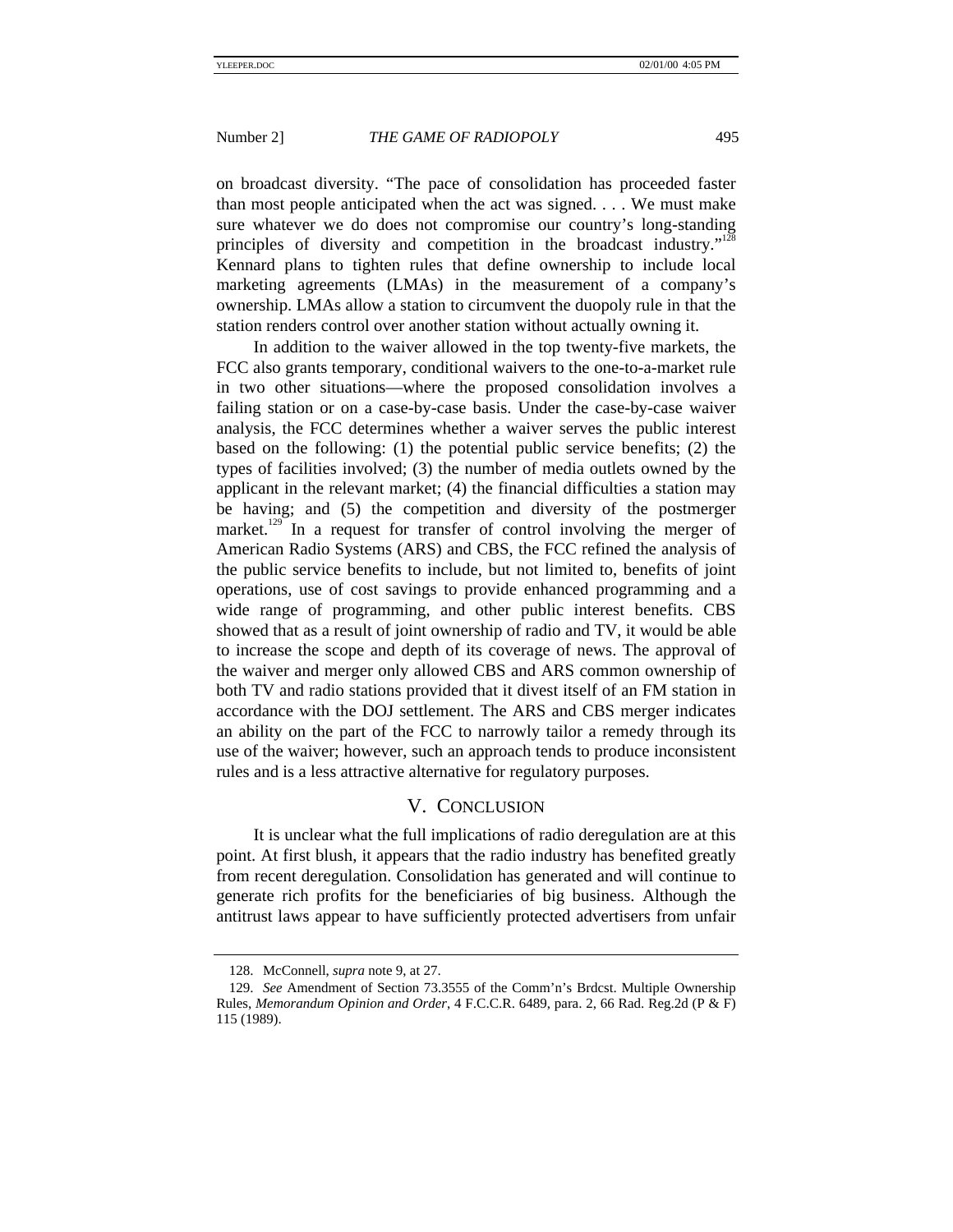on broadcast diversity. "The pace of consolidation has proceeded faster than most people anticipated when the act was signed. . . . We must make sure whatever we do does not compromise our country's long-standing principles of diversity and competition in the broadcast industry."[128] Kennard plans to tighten rules that define ownership to include local marketing agreements (LMAs) in the measurement of a company's ownership. LMAs allow a station to circumvent the duopoly rule in that the station renders control over another station without actually owning it.

In addition to the waiver allowed in the top twenty-five markets, the FCC also grants temporary, conditional waivers to the one-to-a-market rule in two other situations—where the proposed consolidation involves a failing station or on a case-by-case basis. Under the case-by-case waiver analysis, the FCC determines whether a waiver serves the public interest based on the following: (1) the potential public service benefits; (2) the types of facilities involved; (3) the number of media outlets owned by the applicant in the relevant market; (4) the financial difficulties a station may be having; and (5) the competition and diversity of the postmerger market.[129] In a request for transfer of control involving the merger of American Radio Systems (ARS) and CBS, the FCC refined the analysis of the public service benefits to include, but not limited to, benefits of joint operations, use of cost savings to provide enhanced programming and a wide range of programming, and other public interest benefits. CBS showed that as a result of joint ownership of radio and TV, it would be able to increase the scope and depth of its coverage of news. The approval of the waiver and merger only allowed CBS and ARS common ownership of both TV and radio stations provided that it divest itself of an FM station in accordance with the DOJ settlement. The ARS and CBS merger indicates an ability on the part of the FCC to narrowly tailor a remedy through its use of the waiver; however, such an approach tends to produce inconsistent rules and is a less attractive alternative for regulatory purposes.

## V. Conclusion

It is unclear what the full implications of radio deregulation are at this point. At first blush, it appears that the radio industry has benefited greatly from recent deregulation. Consolidation has generated and will continue to generate rich profits for the beneficiaries of big business. Although the antitrust laws appear to have sufficiently protected advertisers from unfair

---

128. McConnell, *supra* note 9, at 27.

129. *See* Amendment of Section 73.3555 of the Comm'n's Brdcst. Multiple Ownership Rules, *Memorandum Opinion and Order*, 4 F.C.C.R. 6489, para. 2, 66 Rad. Reg.2d (P & F) 115 (1989).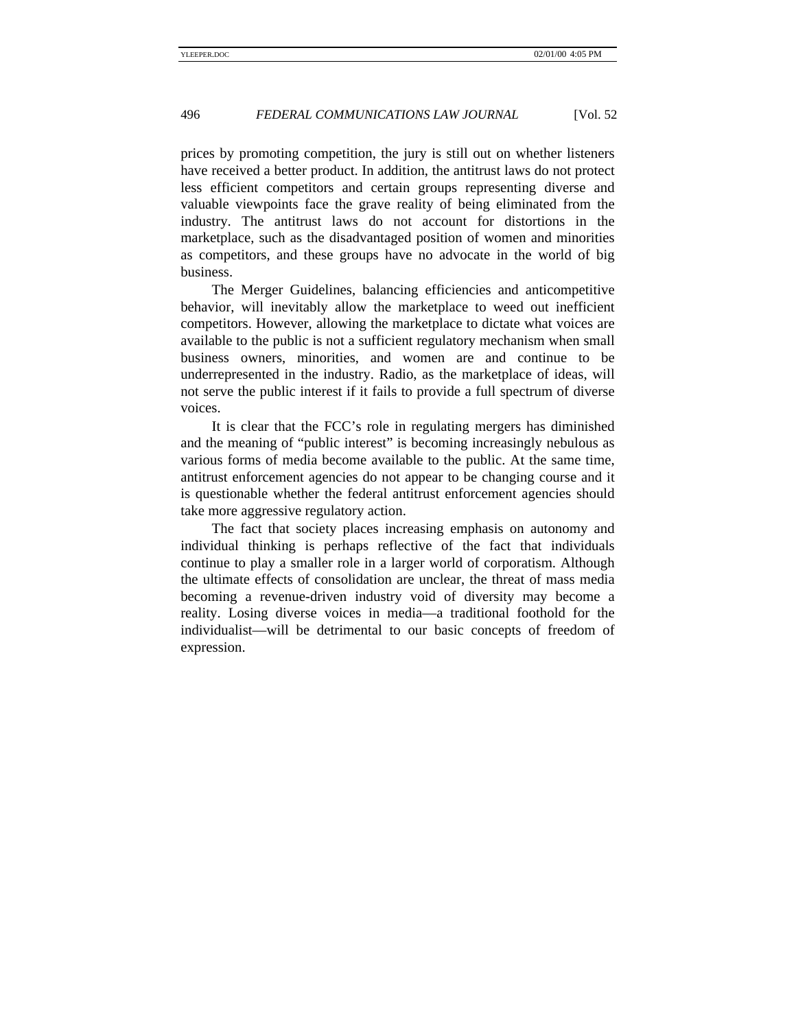prices by promoting competition, the jury is still out on whether listeners have received a better product. In addition, the antitrust laws do not protect less efficient competitors and certain groups representing diverse and valuable viewpoints face the grave reality of being eliminated from the industry. The antitrust laws do not account for distortions in the marketplace, such as the disadvantaged position of women and minorities as competitors, and these groups have no advocate in the world of big business.

The Merger Guidelines, balancing efficiencies and anticompetitive behavior, will inevitably allow the marketplace to weed out inefficient competitors. However, allowing the marketplace to dictate what voices are available to the public is not a sufficient regulatory mechanism when small business owners, minorities, and women are and continue to be underrepresented in the industry. Radio, as the marketplace of ideas, will not serve the public interest if it fails to provide a full spectrum of diverse voices.

It is clear that the FCC's role in regulating mergers has diminished and the meaning of "public interest" is becoming increasingly nebulous as various forms of media become available to the public. At the same time, antitrust enforcement agencies do not appear to be changing course and it is questionable whether the federal antitrust enforcement agencies should take more aggressive regulatory action.

The fact that society places increasing emphasis on autonomy and individual thinking is perhaps reflective of the fact that individuals continue to play a smaller role in a larger world of corporatism. Although the ultimate effects of consolidation are unclear, the threat of mass media becoming a revenue-driven industry void of diversity may become a reality. Losing diverse voices in media—a traditional foothold for the individualist—will be detrimental to our basic concepts of freedom of expression.